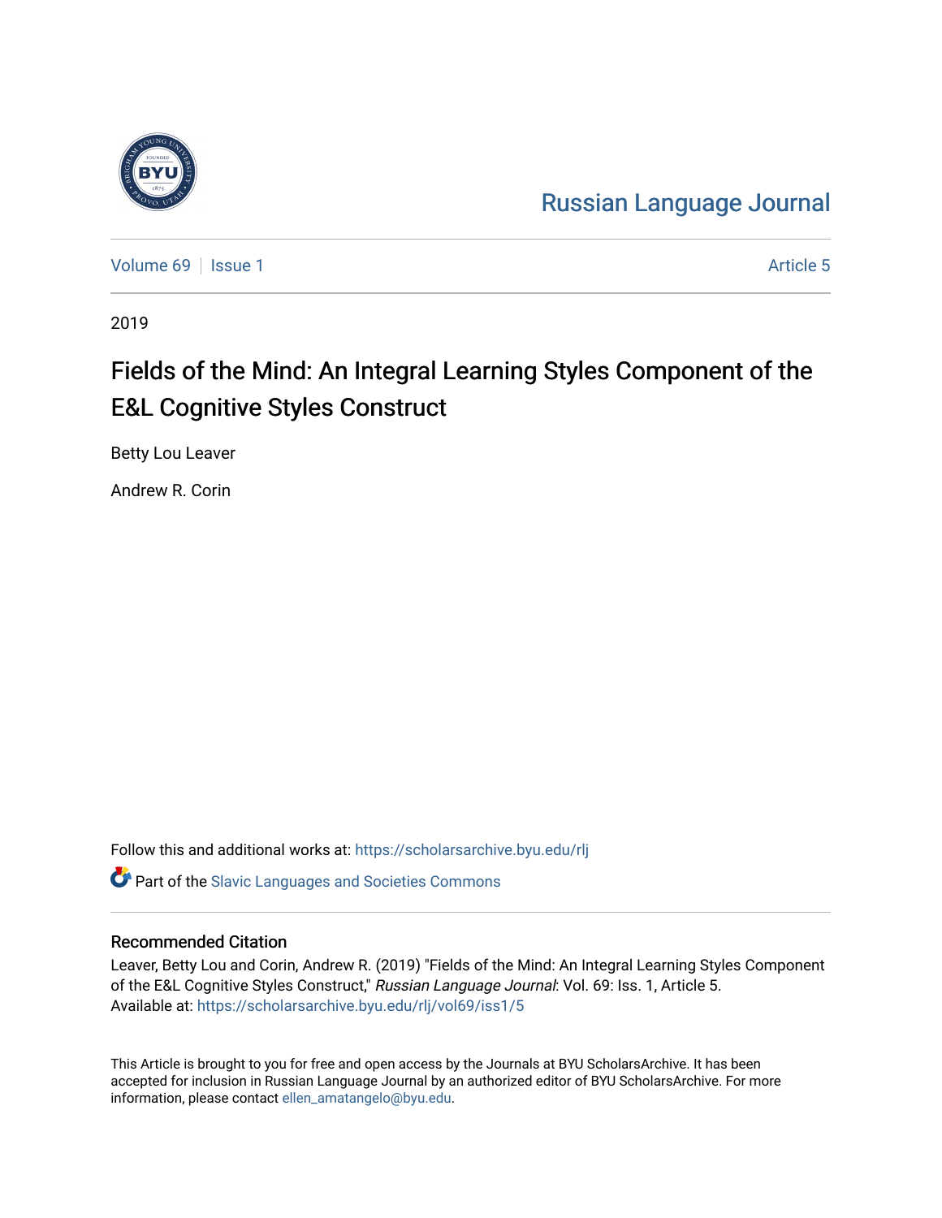Russian Language Journal

Volume 69 | Issue 1 | Article 5

2019

# Fields of the Mind: An Integral Learning Styles Component of the E&L Cognitive Styles Construct

Betty Lou Leaver

Andrew R. Corin

Follow this and additional works at: https://scholarsarchive.byu.edu/rlj

Part of the Slavic Languages and Societies Commons

## Recommended Citation

Leaver, Betty Lou and Corin, Andrew R. (2019) "Fields of the Mind: An Integral Learning Styles Component of the E&L Cognitive Styles Construct," *Russian Language Journal*: Vol. 69: Iss. 1, Article 5.
Available at: https://scholarsarchive.byu.edu/rlj/vol69/iss1/5

This Article is brought to you for free and open access by the Journals at BYU ScholarsArchive. It has been accepted for inclusion in Russian Language Journal by an authorized editor of BYU ScholarsArchive. For more information, please contact ellen_amatangelo@byu.edu.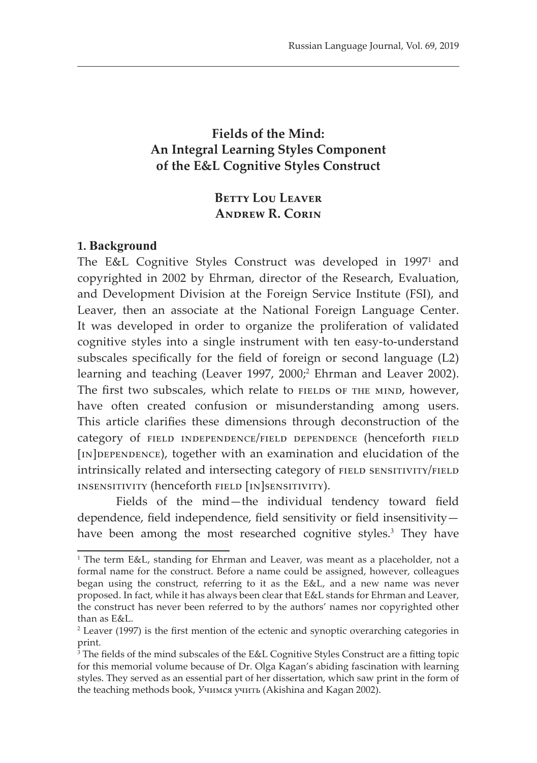# Fields of the Mind: An Integral Learning Styles Component of the E&L Cognitive Styles Construct

**Betty Lou Leaver**
**Andrew R. Corin**

## 1. Background

The E&L Cognitive Styles Construct was developed in 1997[1] and copyrighted in 2002 by Ehrman, director of the Research, Evaluation, and Development Division at the Foreign Service Institute (FSI), and Leaver, then an associate at the National Foreign Language Center. It was developed in order to organize the proliferation of validated cognitive styles into a single instrument with ten easy-to-understand subscales specifically for the field of foreign or second language (L2) learning and teaching (Leaver 1997, 2000;[2] Ehrman and Leaver 2002). The first two subscales, which relate to FIELDS OF THE MIND, however, have often created confusion or misunderstanding among users. This article clarifies these dimensions through deconstruction of the category of FIELD INDEPENDENCE/FIELD DEPENDENCE (henceforth FIELD [IN]DEPENDENCE), together with an examination and elucidation of the intrinsically related and intersecting category of FIELD SENSITIVITY/FIELD INSENSITIVITY (henceforth FIELD [IN]SENSITIVITY).

Fields of the mind—the individual tendency toward field dependence, field independence, field sensitivity or field insensitivity—have been among the most researched cognitive styles.[3] They have

---

[1] The term E&L, standing for Ehrman and Leaver, was meant as a placeholder, not a formal name for the construct. Before a name could be assigned, however, colleagues began using the construct, referring to it as the E&L, and a new name was never proposed. In fact, while it has always been clear that E&L stands for Ehrman and Leaver, the construct has never been referred to by the authors' names nor copyrighted other than as E&L.

[2] Leaver (1997) is the first mention of the ectenic and synoptic overarching categories in print.

[3] The fields of the mind subscales of the E&L Cognitive Styles Construct are a fitting topic for this memorial volume because of Dr. Olga Kagan's abiding fascination with learning styles. They served as an essential part of her dissertation, which saw print in the form of the teaching methods book, Учимся учить (Akishina and Kagan 2002).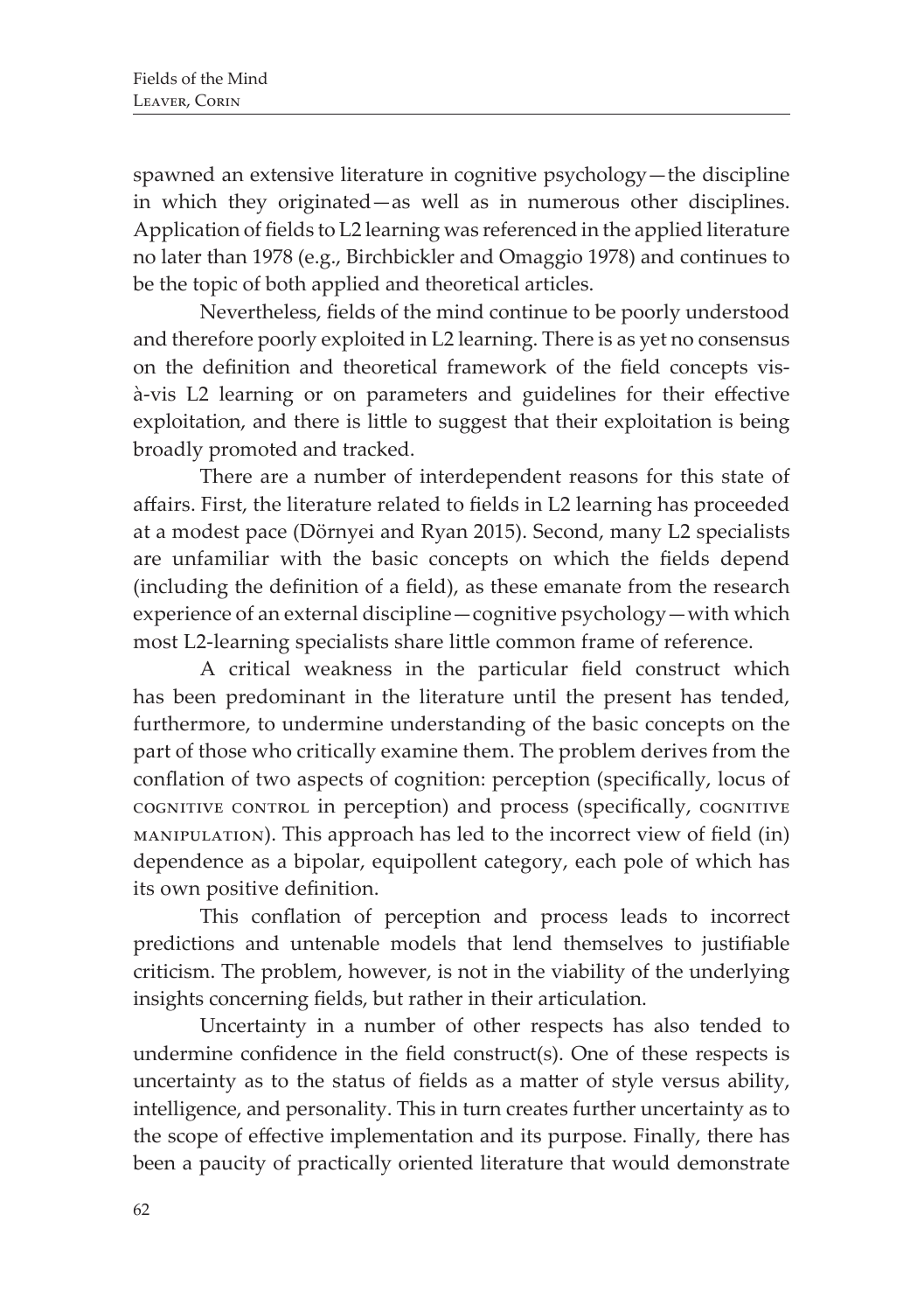spawned an extensive literature in cognitive psychology—the discipline in which they originated—as well as in numerous other disciplines. Application of fields to L2 learning was referenced in the applied literature no later than 1978 (e.g., Birchbickler and Omaggio 1978) and continues to be the topic of both applied and theoretical articles.

Nevertheless, fields of the mind continue to be poorly understood and therefore poorly exploited in L2 learning. There is as yet no consensus on the definition and theoretical framework of the field concepts vis-à-vis L2 learning or on parameters and guidelines for their effective exploitation, and there is little to suggest that their exploitation is being broadly promoted and tracked.

There are a number of interdependent reasons for this state of affairs. First, the literature related to fields in L2 learning has proceeded at a modest pace (Dörnyei and Ryan 2015). Second, many L2 specialists are unfamiliar with the basic concepts on which the fields depend (including the definition of a field), as these emanate from the research experience of an external discipline—cognitive psychology—with which most L2-learning specialists share little common frame of reference.

A critical weakness in the particular field construct which has been predominant in the literature until the present has tended, furthermore, to undermine understanding of the basic concepts on the part of those who critically examine them. The problem derives from the conflation of two aspects of cognition: perception (specifically, locus of COGNITIVE CONTROL in perception) and process (specifically, COGNITIVE MANIPULATION). This approach has led to the incorrect view of field (in) dependence as a bipolar, equipollent category, each pole of which has its own positive definition.

This conflation of perception and process leads to incorrect predictions and untenable models that lend themselves to justifiable criticism. The problem, however, is not in the viability of the underlying insights concerning fields, but rather in their articulation.

Uncertainty in a number of other respects has also tended to undermine confidence in the field construct(s). One of these respects is uncertainty as to the status of fields as a matter of style versus ability, intelligence, and personality. This in turn creates further uncertainty as to the scope of effective implementation and its purpose. Finally, there has been a paucity of practically oriented literature that would demonstrate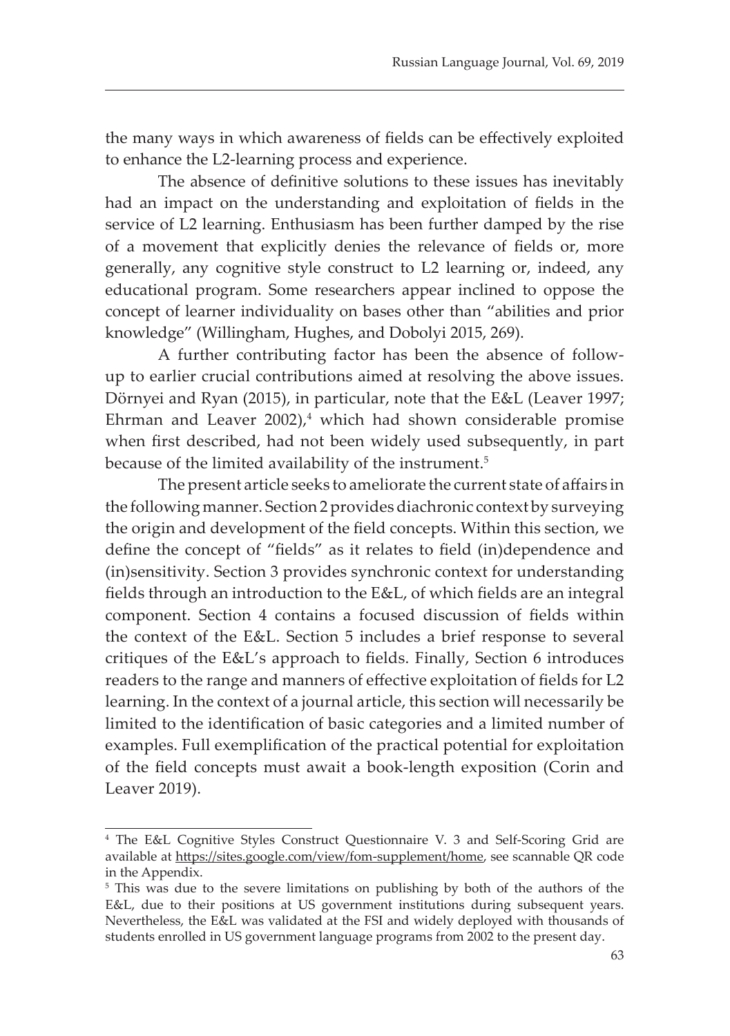the many ways in which awareness of fields can be effectively exploited to enhance the L2-learning process and experience.

The absence of definitive solutions to these issues has inevitably had an impact on the understanding and exploitation of fields in the service of L2 learning. Enthusiasm has been further damped by the rise of a movement that explicitly denies the relevance of fields or, more generally, any cognitive style construct to L2 learning or, indeed, any educational program. Some researchers appear inclined to oppose the concept of learner individuality on bases other than "abilities and prior knowledge" (Willingham, Hughes, and Dobolyi 2015, 269).

A further contributing factor has been the absence of follow-up to earlier crucial contributions aimed at resolving the above issues. Dörnyei and Ryan (2015), in particular, note that the E&L (Leaver 1997; Ehrman and Leaver 2002),[4] which had shown considerable promise when first described, had not been widely used subsequently, in part because of the limited availability of the instrument.[5]

The present article seeks to ameliorate the current state of affairs in the following manner. Section 2 provides diachronic context by surveying the origin and development of the field concepts. Within this section, we define the concept of "fields" as it relates to field (in)dependence and (in)sensitivity. Section 3 provides synchronic context for understanding fields through an introduction to the E&L, of which fields are an integral component. Section 4 contains a focused discussion of fields within the context of the E&L. Section 5 includes a brief response to several critiques of the E&L's approach to fields. Finally, Section 6 introduces readers to the range and manners of effective exploitation of fields for L2 learning. In the context of a journal article, this section will necessarily be limited to the identification of basic categories and a limited number of examples. Full exemplification of the practical potential for exploitation of the field concepts must await a book-length exposition (Corin and Leaver 2019).

---

[4] The E&L Cognitive Styles Construct Questionnaire V. 3 and Self-Scoring Grid are available at https://sites.google.com/view/fom-supplement/home, see scannable QR code in the Appendix.

[5] This was due to the severe limitations on publishing by both of the authors of the E&L, due to their positions at US government institutions during subsequent years. Nevertheless, the E&L was validated at the FSI and widely deployed with thousands of students enrolled in US government language programs from 2002 to the present day.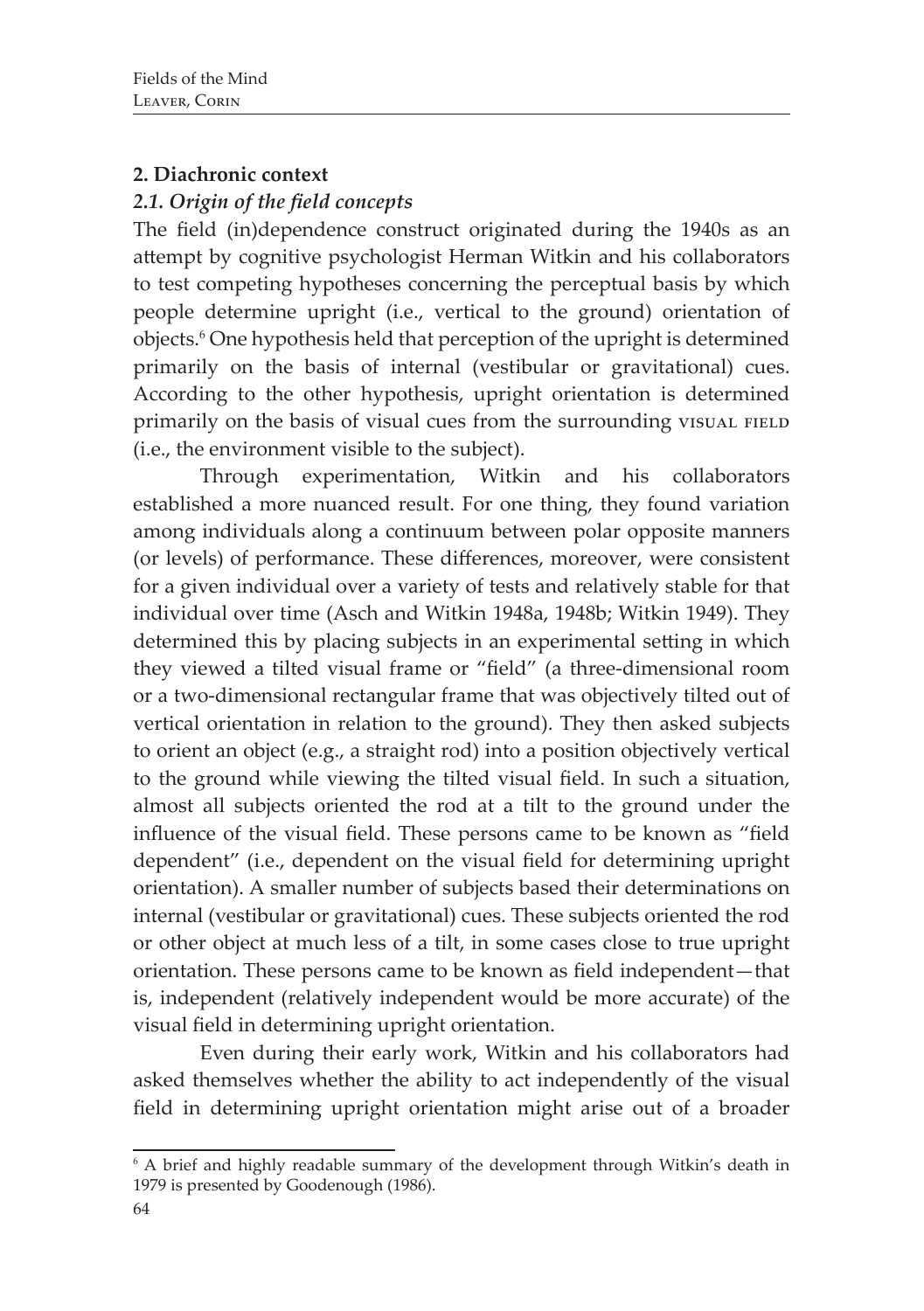## 2. Diachronic context

### *2.1. Origin of the field concepts*

The field (in)dependence construct originated during the 1940s as an attempt by cognitive psychologist Herman Witkin and his collaborators to test competing hypotheses concerning the perceptual basis by which people determine upright (i.e., vertical to the ground) orientation of objects.[6] One hypothesis held that perception of the upright is determined primarily on the basis of internal (vestibular or gravitational) cues. According to the other hypothesis, upright orientation is determined primarily on the basis of visual cues from the surrounding VISUAL FIELD (i.e., the environment visible to the subject).

Through experimentation, Witkin and his collaborators established a more nuanced result. For one thing, they found variation among individuals along a continuum between polar opposite manners (or levels) of performance. These differences, moreover, were consistent for a given individual over a variety of tests and relatively stable for that individual over time (Asch and Witkin 1948a, 1948b; Witkin 1949). They determined this by placing subjects in an experimental setting in which they viewed a tilted visual frame or "field" (a three-dimensional room or a two-dimensional rectangular frame that was objectively tilted out of vertical orientation in relation to the ground). They then asked subjects to orient an object (e.g., a straight rod) into a position objectively vertical to the ground while viewing the tilted visual field. In such a situation, almost all subjects oriented the rod at a tilt to the ground under the influence of the visual field. These persons came to be known as "field dependent" (i.e., dependent on the visual field for determining upright orientation). A smaller number of subjects based their determinations on internal (vestibular or gravitational) cues. These subjects oriented the rod or other object at much less of a tilt, in some cases close to true upright orientation. These persons came to be known as field independent—that is, independent (relatively independent would be more accurate) of the visual field in determining upright orientation.

Even during their early work, Witkin and his collaborators had asked themselves whether the ability to act independently of the visual field in determining upright orientation might arise out of a broader

[6] A brief and highly readable summary of the development through Witkin's death in 1979 is presented by Goodenough (1986).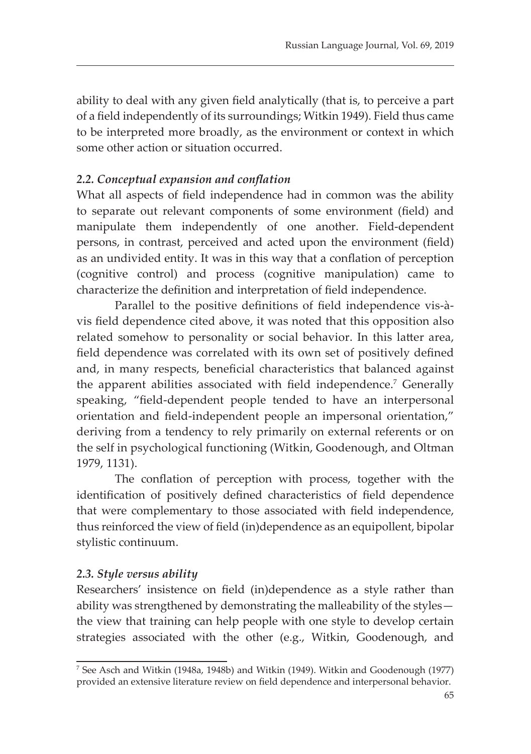ability to deal with any given field analytically (that is, to perceive a part of a field independently of its surroundings; Witkin 1949). Field thus came to be interpreted more broadly, as the environment or context in which some other action or situation occurred.

### *2.2. Conceptual expansion and conflation*

What all aspects of field independence had in common was the ability to separate out relevant components of some environment (field) and manipulate them independently of one another. Field-dependent persons, in contrast, perceived and acted upon the environment (field) as an undivided entity. It was in this way that a conflation of perception (cognitive control) and process (cognitive manipulation) came to characterize the definition and interpretation of field independence.

Parallel to the positive definitions of field independence vis-à-vis field dependence cited above, it was noted that this opposition also related somehow to personality or social behavior. In this latter area, field dependence was correlated with its own set of positively defined and, in many respects, beneficial characteristics that balanced against the apparent abilities associated with field independence.[7] Generally speaking, "field-dependent people tended to have an interpersonal orientation and field-independent people an impersonal orientation," deriving from a tendency to rely primarily on external referents or on the self in psychological functioning (Witkin, Goodenough, and Oltman 1979, 1131).

The conflation of perception with process, together with the identification of positively defined characteristics of field dependence that were complementary to those associated with field independence, thus reinforced the view of field (in)dependence as an equipollent, bipolar stylistic continuum.

### *2.3. Style versus ability*

Researchers' insistence on field (in)dependence as a style rather than ability was strengthened by demonstrating the malleability of the styles—the view that training can help people with one style to develop certain strategies associated with the other (e.g., Witkin, Goodenough, and

---

[7] See Asch and Witkin (1948a, 1948b) and Witkin (1949). Witkin and Goodenough (1977) provided an extensive literature review on field dependence and interpersonal behavior.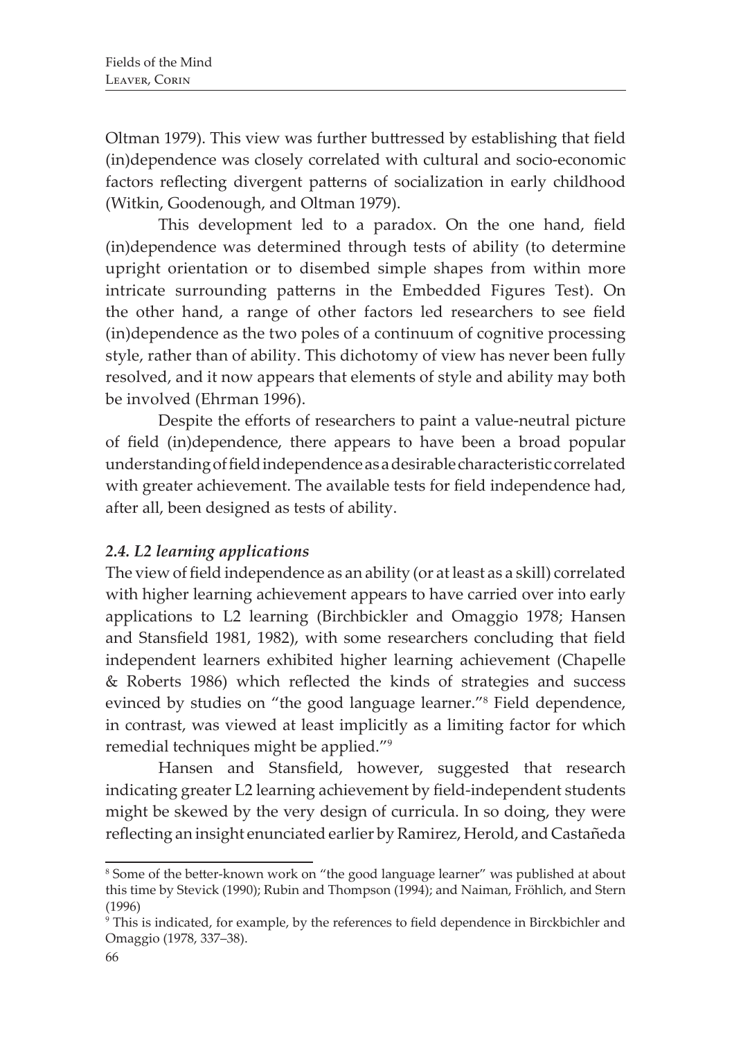Oltman 1979). This view was further buttressed by establishing that field (in)dependence was closely correlated with cultural and socio-economic factors reflecting divergent patterns of socialization in early childhood (Witkin, Goodenough, and Oltman 1979).

This development led to a paradox. On the one hand, field (in)dependence was determined through tests of ability (to determine upright orientation or to disembed simple shapes from within more intricate surrounding patterns in the Embedded Figures Test). On the other hand, a range of other factors led researchers to see field (in)dependence as the two poles of a continuum of cognitive processing style, rather than of ability. This dichotomy of view has never been fully resolved, and it now appears that elements of style and ability may both be involved (Ehrman 1996).

Despite the efforts of researchers to paint a value-neutral picture of field (in)dependence, there appears to have been a broad popular understanding of field independence as a desirable characteristic correlated with greater achievement. The available tests for field independence had, after all, been designed as tests of ability.

### *2.4. L2 learning applications*

The view of field independence as an ability (or at least as a skill) correlated with higher learning achievement appears to have carried over into early applications to L2 learning (Birchbickler and Omaggio 1978; Hansen and Stansfield 1981, 1982), with some researchers concluding that field independent learners exhibited higher learning achievement (Chapelle & Roberts 1986) which reflected the kinds of strategies and success evinced by studies on "the good language learner."[8] Field dependence, in contrast, was viewed at least implicitly as a limiting factor for which remedial techniques might be applied."[9]

Hansen and Stansfield, however, suggested that research indicating greater L2 learning achievement by field-independent students might be skewed by the very design of curricula. In so doing, they were reflecting an insight enunciated earlier by Ramirez, Herold, and Castañeda

---

[8] Some of the better-known work on "the good language learner" was published at about this time by Stevick (1990); Rubin and Thompson (1994); and Naiman, Fröhlich, and Stern (1996)

[9] This is indicated, for example, by the references to field dependence in Birckbichler and Omaggio (1978, 337–38).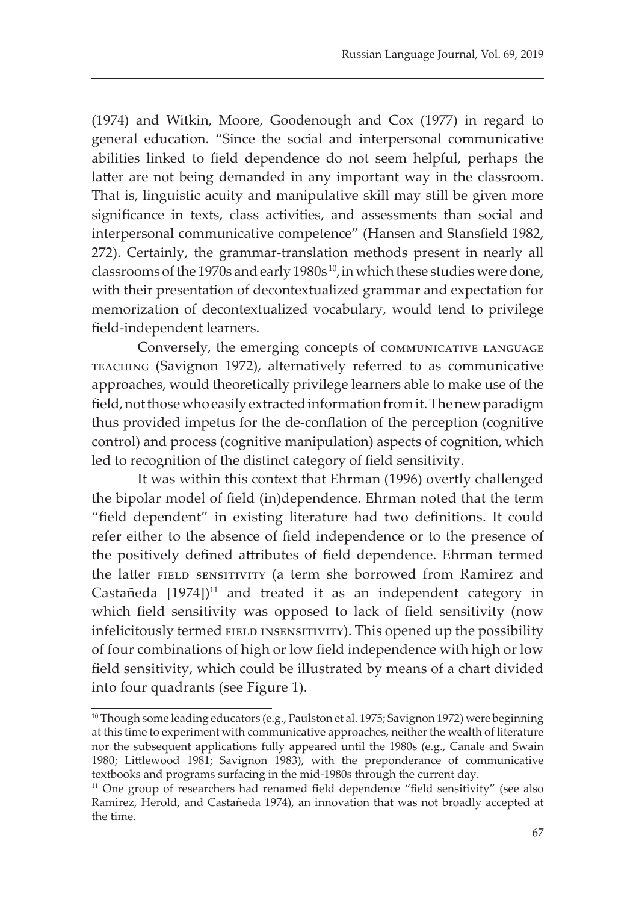(1974) and Witkin, Moore, Goodenough and Cox (1977) in regard to general education. "Since the social and interpersonal communicative abilities linked to field dependence do not seem helpful, perhaps the latter are not being demanded in any important way in the classroom. That is, linguistic acuity and manipulative skill may still be given more significance in texts, class activities, and assessments than social and interpersonal communicative competence" (Hansen and Stansfield 1982, 272). Certainly, the grammar-translation methods present in nearly all classrooms of the 1970s and early 1980s[10], in which these studies were done, with their presentation of decontextualized grammar and expectation for memorization of decontextualized vocabulary, would tend to privilege field-independent learners.

Conversely, the emerging concepts of COMMUNICATIVE LANGUAGE TEACHING (Savignon 1972), alternatively referred to as communicative approaches, would theoretically privilege learners able to make use of the field, not those who easily extracted information from it. The new paradigm thus provided impetus for the de-conflation of the perception (cognitive control) and process (cognitive manipulation) aspects of cognition, which led to recognition of the distinct category of field sensitivity.

It was within this context that Ehrman (1996) overtly challenged the bipolar model of field (in)dependence. Ehrman noted that the term "field dependent" in existing literature had two definitions. It could refer either to the absence of field independence or to the presence of the positively defined attributes of field dependence. Ehrman termed the latter FIELD SENSITIVITY (a term she borrowed from Ramirez and Castañeda [1974])[11] and treated it as an independent category in which field sensitivity was opposed to lack of field sensitivity (now infelicitously termed FIELD INSENSITIVITY). This opened up the possibility of four combinations of high or low field independence with high or low field sensitivity, which could be illustrated by means of a chart divided into four quadrants (see Figure 1).

---

[10] Though some leading educators (e.g., Paulston et al. 1975; Savignon 1972) were beginning at this time to experiment with communicative approaches, neither the wealth of literature nor the subsequent applications fully appeared until the 1980s (e.g., Canale and Swain 1980; Littlewood 1981; Savignon 1983), with the preponderance of communicative textbooks and programs surfacing in the mid-1980s through the current day.

[11] One group of researchers had renamed field dependence "field sensitivity" (see also Ramirez, Herold, and Castañeda 1974), an innovation that was not broadly accepted at the time.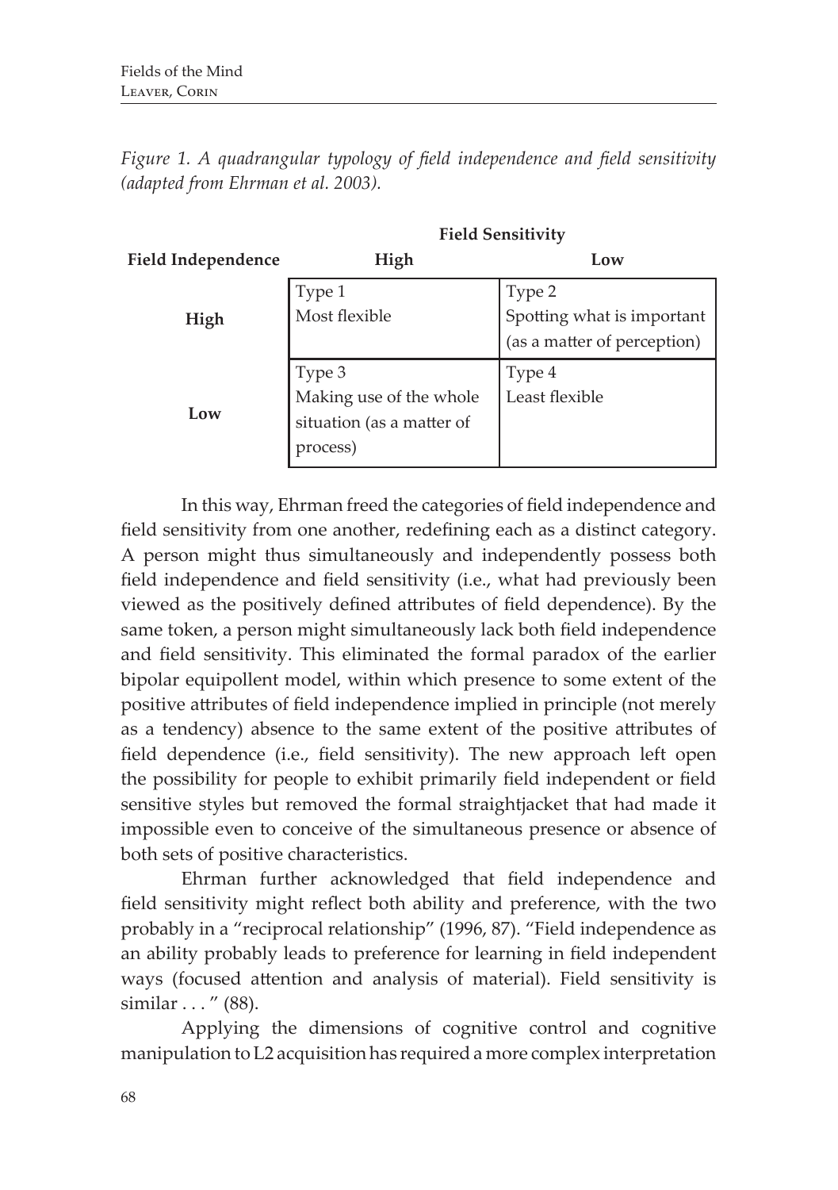*Figure 1. A quadrangular typology of field independence and field sensitivity (adapted from Ehrman et al. 2003).*

| | Field Sensitivity | |
|---|---|---|
| **Field Independence** | **High** | **Low** |
| **High** | Type 1<br>Most flexible | Type 2<br>Spotting what is important (as a matter of perception) |
| **Low** | Type 3<br>Making use of the whole situation (as a matter of process) | Type 4<br>Least flexible |

In this way, Ehrman freed the categories of field independence and field sensitivity from one another, redefining each as a distinct category. A person might thus simultaneously and independently possess both field independence and field sensitivity (i.e., what had previously been viewed as the positively defined attributes of field dependence). By the same token, a person might simultaneously lack both field independence and field sensitivity. This eliminated the formal paradox of the earlier bipolar equipollent model, within which presence to some extent of the positive attributes of field independence implied in principle (not merely as a tendency) absence to the same extent of the positive attributes of field dependence (i.e., field sensitivity). The new approach left open the possibility for people to exhibit primarily field independent or field sensitive styles but removed the formal straightjacket that had made it impossible even to conceive of the simultaneous presence or absence of both sets of positive characteristics.

Ehrman further acknowledged that field independence and field sensitivity might reflect both ability and preference, with the two probably in a "reciprocal relationship" (1996, 87). "Field independence as an ability probably leads to preference for learning in field independent ways (focused attention and analysis of material). Field sensitivity is similar . . . " (88).

Applying the dimensions of cognitive control and cognitive manipulation to L2 acquisition has required a more complex interpretation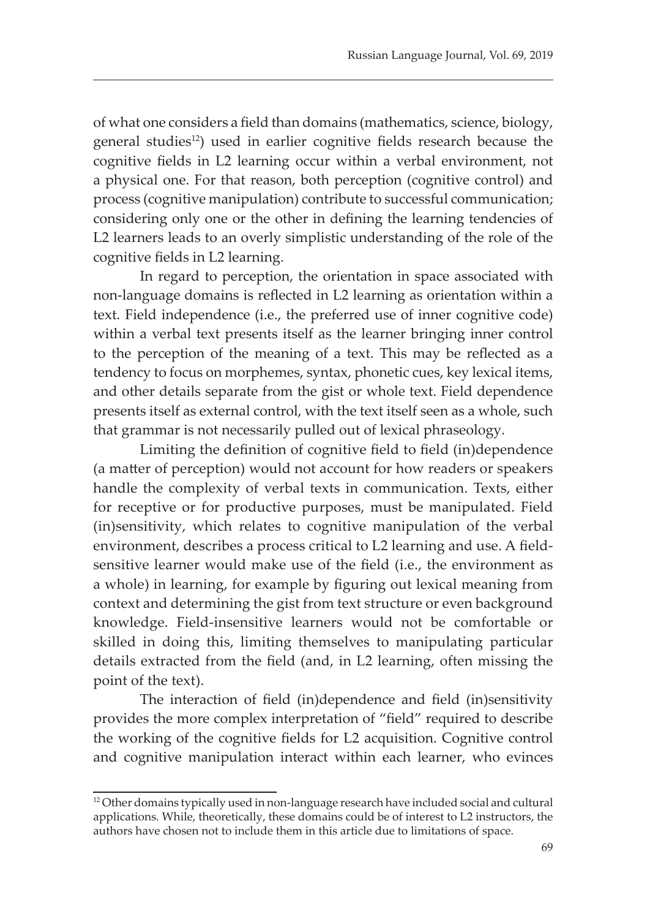of what one considers a field than domains (mathematics, science, biology, general studies[12]) used in earlier cognitive fields research because the cognitive fields in L2 learning occur within a verbal environment, not a physical one. For that reason, both perception (cognitive control) and process (cognitive manipulation) contribute to successful communication; considering only one or the other in defining the learning tendencies of L2 learners leads to an overly simplistic understanding of the role of the cognitive fields in L2 learning.

In regard to perception, the orientation in space associated with non-language domains is reflected in L2 learning as orientation within a text. Field independence (i.e., the preferred use of inner cognitive code) within a verbal text presents itself as the learner bringing inner control to the perception of the meaning of a text. This may be reflected as a tendency to focus on morphemes, syntax, phonetic cues, key lexical items, and other details separate from the gist or whole text. Field dependence presents itself as external control, with the text itself seen as a whole, such that grammar is not necessarily pulled out of lexical phraseology.

Limiting the definition of cognitive field to field (in)dependence (a matter of perception) would not account for how readers or speakers handle the complexity of verbal texts in communication. Texts, either for receptive or for productive purposes, must be manipulated. Field (in)sensitivity, which relates to cognitive manipulation of the verbal environment, describes a process critical to L2 learning and use. A field-sensitive learner would make use of the field (i.e., the environment as a whole) in learning, for example by figuring out lexical meaning from context and determining the gist from text structure or even background knowledge. Field-insensitive learners would not be comfortable or skilled in doing this, limiting themselves to manipulating particular details extracted from the field (and, in L2 learning, often missing the point of the text).

The interaction of field (in)dependence and field (in)sensitivity provides the more complex interpretation of "field" required to describe the working of the cognitive fields for L2 acquisition. Cognitive control and cognitive manipulation interact within each learner, who evinces

[12] Other domains typically used in non-language research have included social and cultural applications. While, theoretically, these domains could be of interest to L2 instructors, the authors have chosen not to include them in this article due to limitations of space.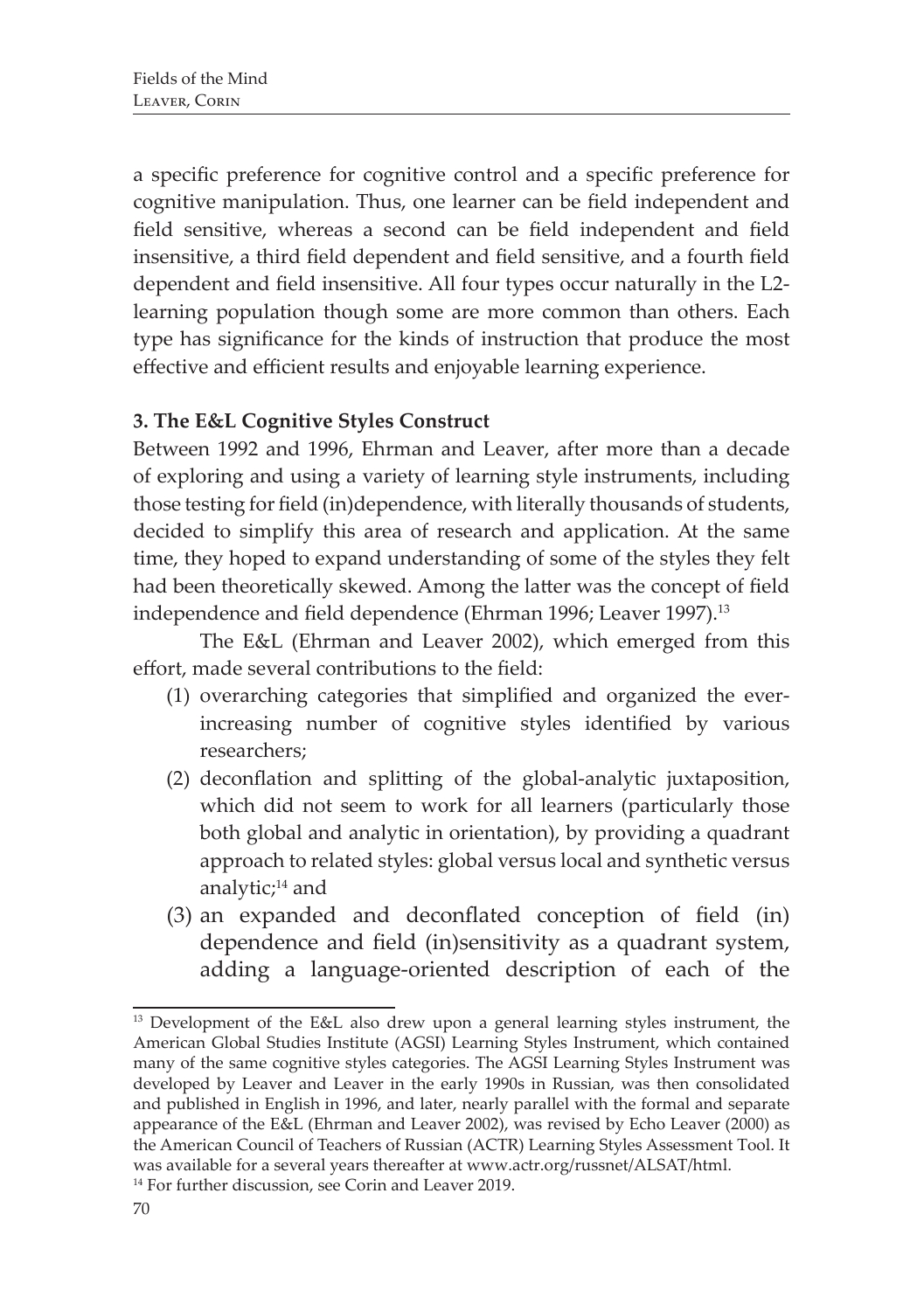a specific preference for cognitive control and a specific preference for cognitive manipulation. Thus, one learner can be field independent and field sensitive, whereas a second can be field independent and field insensitive, a third field dependent and field sensitive, and a fourth field dependent and field insensitive. All four types occur naturally in the L2-learning population though some are more common than others. Each type has significance for the kinds of instruction that produce the most effective and efficient results and enjoyable learning experience.

**3. The E&L Cognitive Styles Construct**

Between 1992 and 1996, Ehrman and Leaver, after more than a decade of exploring and using a variety of learning style instruments, including those testing for field (in)dependence, with literally thousands of students, decided to simplify this area of research and application. At the same time, they hoped to expand understanding of some of the styles they felt had been theoretically skewed. Among the latter was the concept of field independence and field dependence (Ehrman 1996; Leaver 1997).[13]

The E&L (Ehrman and Leaver 2002), which emerged from this effort, made several contributions to the field:

(1) overarching categories that simplified and organized the ever-increasing number of cognitive styles identified by various researchers;
(2) deconflation and splitting of the global-analytic juxtaposition, which did not seem to work for all learners (particularly those both global and analytic in orientation), by providing a quadrant approach to related styles: global versus local and synthetic versus analytic;[14] and
(3) an expanded and deconflated conception of field (in) dependence and field (in)sensitivity as a quadrant system, adding a language-oriented description of each of the

---

[13] Development of the E&L also drew upon a general learning styles instrument, the American Global Studies Institute (AGSI) Learning Styles Instrument, which contained many of the same cognitive styles categories. The AGSI Learning Styles Instrument was developed by Leaver and Leaver in the early 1990s in Russian, was then consolidated and published in English in 1996, and later, nearly parallel with the formal and separate appearance of the E&L (Ehrman and Leaver 2002), was revised by Echo Leaver (2000) as the American Council of Teachers of Russian (ACTR) Learning Styles Assessment Tool. It was available for a several years thereafter at www.actr.org/russnet/ALSAT/html.

[14] For further discussion, see Corin and Leaver 2019.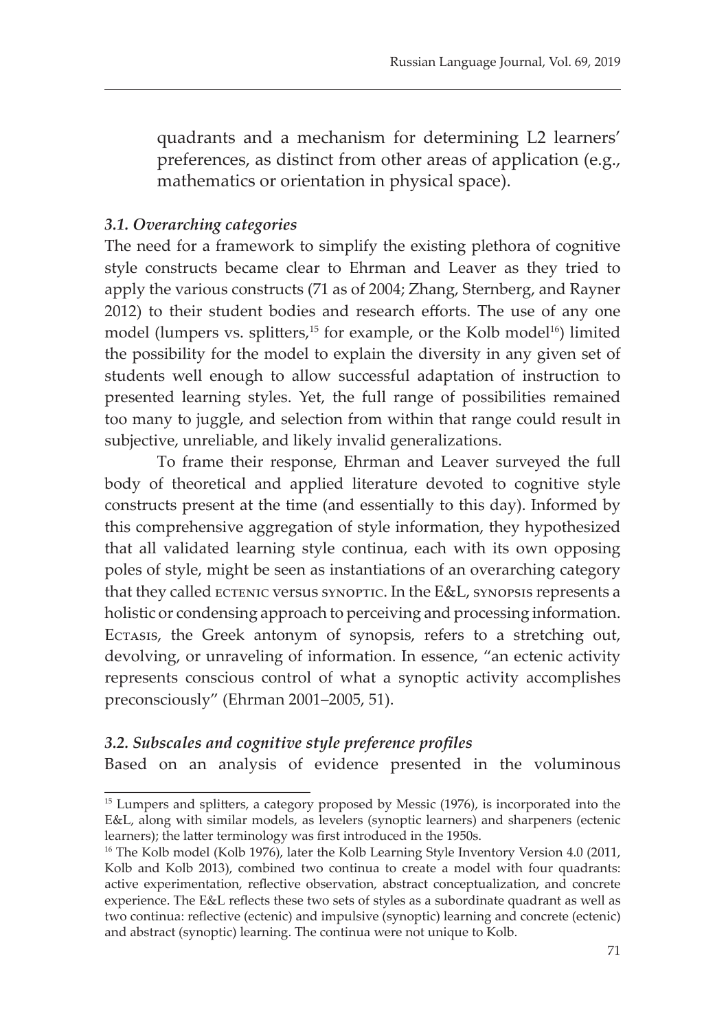quadrants and a mechanism for determining L2 learners' preferences, as distinct from other areas of application (e.g., mathematics or orientation in physical space).

### *3.1. Overarching categories*

The need for a framework to simplify the existing plethora of cognitive style constructs became clear to Ehrman and Leaver as they tried to apply the various constructs (71 as of 2004; Zhang, Sternberg, and Rayner 2012) to their student bodies and research efforts. The use of any one model (lumpers vs. splitters,[15] for example, or the Kolb model[16]) limited the possibility for the model to explain the diversity in any given set of students well enough to allow successful adaptation of instruction to presented learning styles. Yet, the full range of possibilities remained too many to juggle, and selection from within that range could result in subjective, unreliable, and likely invalid generalizations.

To frame their response, Ehrman and Leaver surveyed the full body of theoretical and applied literature devoted to cognitive style constructs present at the time (and essentially to this day). Informed by this comprehensive aggregation of style information, they hypothesized that all validated learning style continua, each with its own opposing poles of style, might be seen as instantiations of an overarching category that they called ECTENIC versus SYNOPTIC. In the E&L, SYNOPSIS represents a holistic or condensing approach to perceiving and processing information. ECTASIS, the Greek antonym of synopsis, refers to a stretching out, devolving, or unraveling of information. In essence, "an ectenic activity represents conscious control of what a synoptic activity accomplishes preconsciously" (Ehrman 2001–2005, 51).

### *3.2. Subscales and cognitive style preference profiles*

Based on an analysis of evidence presented in the voluminous

---

[15] Lumpers and splitters, a category proposed by Messic (1976), is incorporated into the E&L, along with similar models, as levelers (synoptic learners) and sharpeners (ectenic learners); the latter terminology was first introduced in the 1950s.

[16] The Kolb model (Kolb 1976), later the Kolb Learning Style Inventory Version 4.0 (2011, Kolb and Kolb 2013), combined two continua to create a model with four quadrants: active experimentation, reflective observation, abstract conceptualization, and concrete experience. The E&L reflects these two sets of styles as a subordinate quadrant as well as two continua: reflective (ectenic) and impulsive (synoptic) learning and concrete (ectenic) and abstract (synoptic) learning. The continua were not unique to Kolb.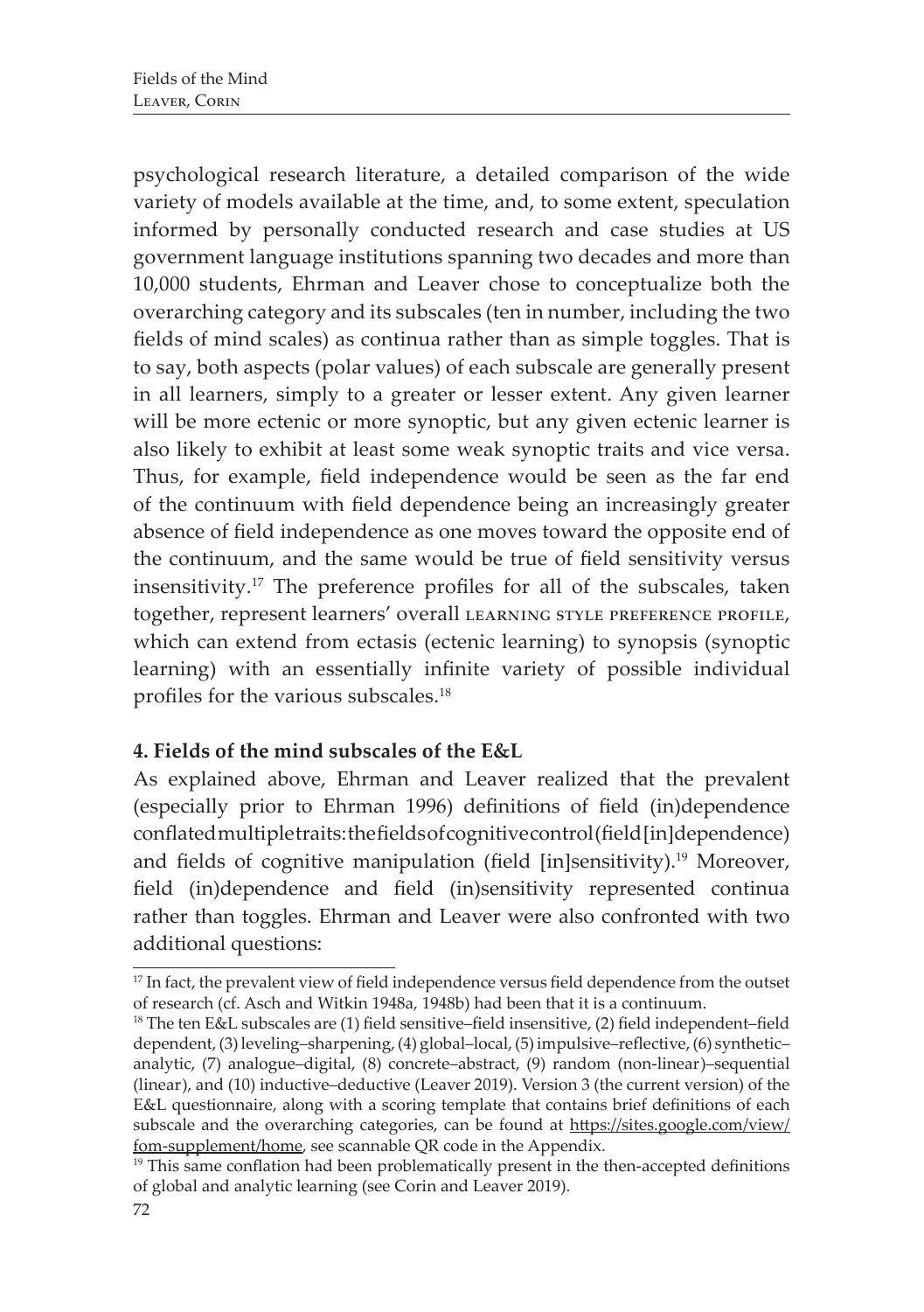psychological research literature, a detailed comparison of the wide variety of models available at the time, and, to some extent, speculation informed by personally conducted research and case studies at US government language institutions spanning two decades and more than 10,000 students, Ehrman and Leaver chose to conceptualize both the overarching category and its subscales (ten in number, including the two fields of mind scales) as continua rather than as simple toggles. That is to say, both aspects (polar values) of each subscale are generally present in all learners, simply to a greater or lesser extent. Any given learner will be more ectenic or more synoptic, but any given ectenic learner is also likely to exhibit at least some weak synoptic traits and vice versa. Thus, for example, field independence would be seen as the far end of the continuum with field dependence being an increasingly greater absence of field independence as one moves toward the opposite end of the continuum, and the same would be true of field sensitivity versus insensitivity.[17] The preference profiles for all of the subscales, taken together, represent learners' overall LEARNING STYLE PREFERENCE PROFILE, which can extend from ectasis (ectenic learning) to synopsis (synoptic learning) with an essentially infinite variety of possible individual profiles for the various subscales.[18]

## 4. Fields of the mind subscales of the E&L

As explained above, Ehrman and Leaver realized that the prevalent (especially prior to Ehrman 1996) definitions of field (in)dependence conflated multiple traits: the fields of cognitive control (field [in]dependence) and fields of cognitive manipulation (field [in]sensitivity).[19] Moreover, field (in)dependence and field (in)sensitivity represented continua rather than toggles. Ehrman and Leaver were also confronted with two additional questions:

---

[17] In fact, the prevalent view of field independence versus field dependence from the outset of research (cf. Asch and Witkin 1948a, 1948b) had been that it is a continuum.

[18] The ten E&L subscales are (1) field sensitive–field insensitive, (2) field independent–field dependent, (3) leveling–sharpening, (4) global–local, (5) impulsive–reflective, (6) synthetic–analytic, (7) analogue–digital, (8) concrete–abstract, (9) random (non-linear)–sequential (linear), and (10) inductive–deductive (Leaver 2019). Version 3 (the current version) of the E&L questionnaire, along with a scoring template that contains brief definitions of each subscale and the overarching categories, can be found at https://sites.google.com/view/fom-supplement/home, see scannable QR code in the Appendix.

[19] This same conflation had been problematically present in the then-accepted definitions of global and analytic learning (see Corin and Leaver 2019).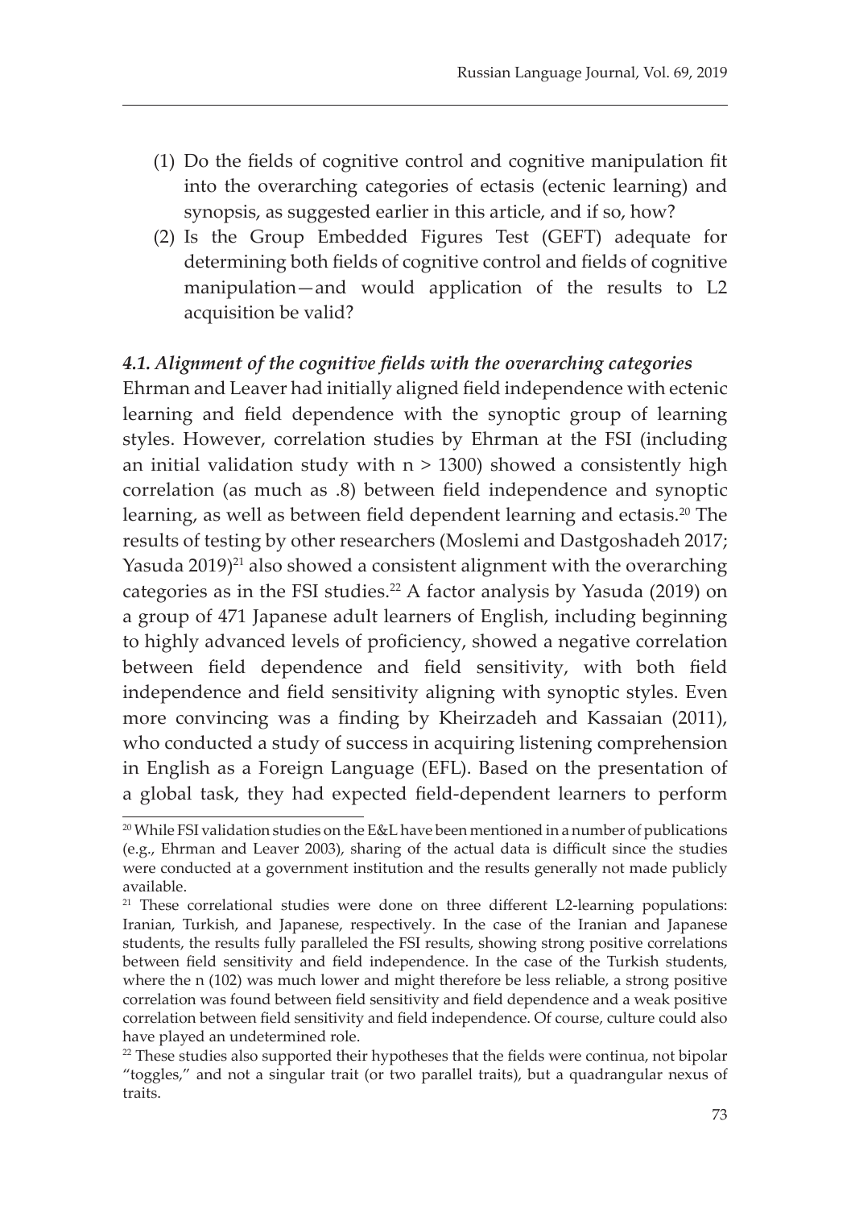(1) Do the fields of cognitive control and cognitive manipulation fit into the overarching categories of ectasis (ectenic learning) and synopsis, as suggested earlier in this article, and if so, how?

(2) Is the Group Embedded Figures Test (GEFT) adequate for determining both fields of cognitive control and fields of cognitive manipulation—and would application of the results to L2 acquisition be valid?

### *4.1. Alignment of the cognitive fields with the overarching categories*

Ehrman and Leaver had initially aligned field independence with ectenic learning and field dependence with the synoptic group of learning styles. However, correlation studies by Ehrman at the FSI (including an initial validation study with $n > 1300$) showed a consistently high correlation (as much as .8) between field independence and synoptic learning, as well as between field dependent learning and ectasis.[20] The results of testing by other researchers (Moslemi and Dastgoshadeh 2017; Yasuda 2019)[21] also showed a consistent alignment with the overarching categories as in the FSI studies.[22] A factor analysis by Yasuda (2019) on a group of 471 Japanese adult learners of English, including beginning to highly advanced levels of proficiency, showed a negative correlation between field dependence and field sensitivity, with both field independence and field sensitivity aligning with synoptic styles. Even more convincing was a finding by Kheirzadeh and Kassaian (2011), who conducted a study of success in acquiring listening comprehension in English as a Foreign Language (EFL). Based on the presentation of a global task, they had expected field-dependent learners to perform

[20] While FSI validation studies on the E&L have been mentioned in a number of publications (e.g., Ehrman and Leaver 2003), sharing of the actual data is difficult since the studies were conducted at a government institution and the results generally not made publicly available.

[21] These correlational studies were done on three different L2-learning populations: Iranian, Turkish, and Japanese, respectively. In the case of the Iranian and Japanese students, the results fully paralleled the FSI results, showing strong positive correlations between field sensitivity and field independence. In the case of the Turkish students, where the n (102) was much lower and might therefore be less reliable, a strong positive correlation was found between field sensitivity and field dependence and a weak positive correlation between field sensitivity and field independence. Of course, culture could also have played an undetermined role.

[22] These studies also supported their hypotheses that the fields were continua, not bipolar "toggles," and not a singular trait (or two parallel traits), but a quadrangular nexus of traits.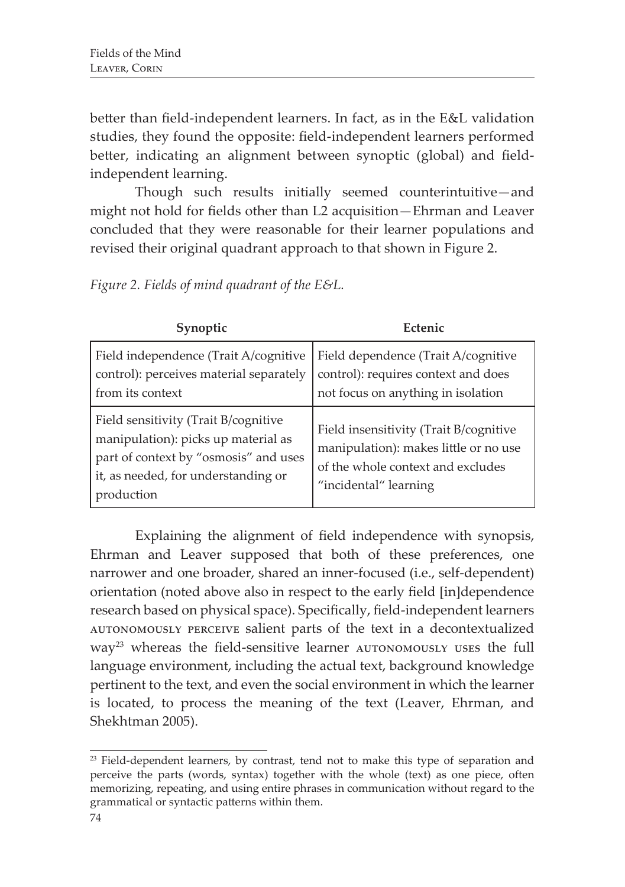better than field-independent learners. In fact, as in the E&L validation studies, they found the opposite: field-independent learners performed better, indicating an alignment between synoptic (global) and field-independent learning.

Though such results initially seemed counterintuitive—and might not hold for fields other than L2 acquisition—Ehrman and Leaver concluded that they were reasonable for their learner populations and revised their original quadrant approach to that shown in Figure 2.

*Figure 2. Fields of mind quadrant of the E&L.*

| Synoptic | Ectenic |
|---|---|
| Field independence (Trait A/cognitive control): perceives material separately from its context | Field dependence (Trait A/cognitive control): requires context and does not focus on anything in isolation |
| Field sensitivity (Trait B/cognitive manipulation): picks up material as part of context by "osmosis" and uses it, as needed, for understanding or production | Field insensitivity (Trait B/cognitive manipulation): makes little or no use of the whole context and excludes "incidental" learning |

Explaining the alignment of field independence with synopsis, Ehrman and Leaver supposed that both of these preferences, one narrower and one broader, shared an inner-focused (i.e., self-dependent) orientation (noted above also in respect to the early field [in]dependence research based on physical space). Specifically, field-independent learners AUTONOMOUSLY PERCEIVE salient parts of the text in a decontextualized way[23] whereas the field-sensitive learner AUTONOMOUSLY USES the full language environment, including the actual text, background knowledge pertinent to the text, and even the social environment in which the learner is located, to process the meaning of the text (Leaver, Ehrman, and Shekhtman 2005).

[23] Field-dependent learners, by contrast, tend not to make this type of separation and perceive the parts (words, syntax) together with the whole (text) as one piece, often memorizing, repeating, and using entire phrases in communication without regard to the grammatical or syntactic patterns within them.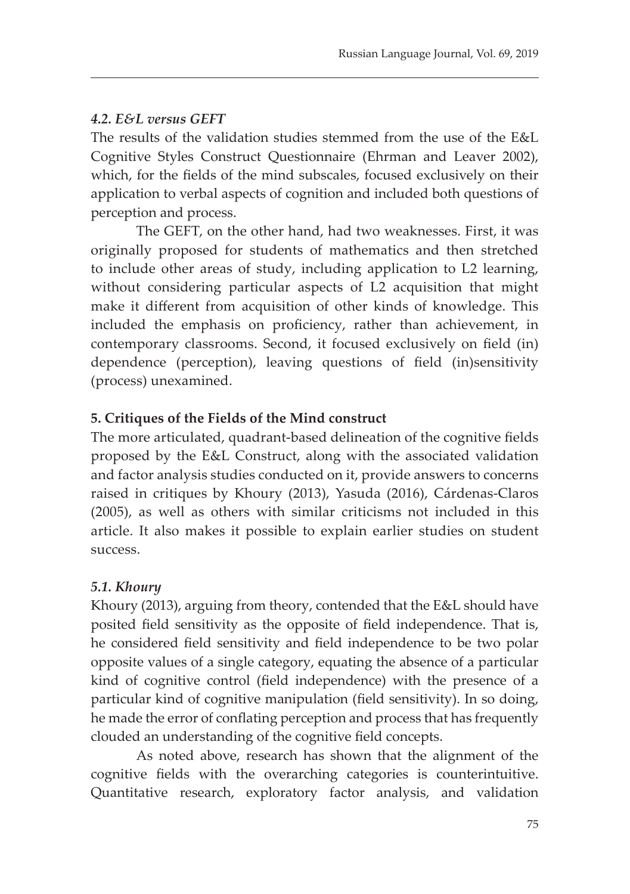### *4.2. E&L versus GEFT*

The results of the validation studies stemmed from the use of the E&L Cognitive Styles Construct Questionnaire (Ehrman and Leaver 2002), which, for the fields of the mind subscales, focused exclusively on their application to verbal aspects of cognition and included both questions of perception and process.

The GEFT, on the other hand, had two weaknesses. First, it was originally proposed for students of mathematics and then stretched to include other areas of study, including application to L2 learning, without considering particular aspects of L2 acquisition that might make it different from acquisition of other kinds of knowledge. This included the emphasis on proficiency, rather than achievement, in contemporary classrooms. Second, it focused exclusively on field (in) dependence (perception), leaving questions of field (in)sensitivity (process) unexamined.

## 5. Critiques of the Fields of the Mind construct

The more articulated, quadrant-based delineation of the cognitive fields proposed by the E&L Construct, along with the associated validation and factor analysis studies conducted on it, provide answers to concerns raised in critiques by Khoury (2013), Yasuda (2016), Cárdenas-Claros (2005), as well as others with similar criticisms not included in this article. It also makes it possible to explain earlier studies on student success.

### *5.1. Khoury*

Khoury (2013), arguing from theory, contended that the E&L should have posited field sensitivity as the opposite of field independence. That is, he considered field sensitivity and field independence to be two polar opposite values of a single category, equating the absence of a particular kind of cognitive control (field independence) with the presence of a particular kind of cognitive manipulation (field sensitivity). In so doing, he made the error of conflating perception and process that has frequently clouded an understanding of the cognitive field concepts.

As noted above, research has shown that the alignment of the cognitive fields with the overarching categories is counterintuitive. Quantitative research, exploratory factor analysis, and validation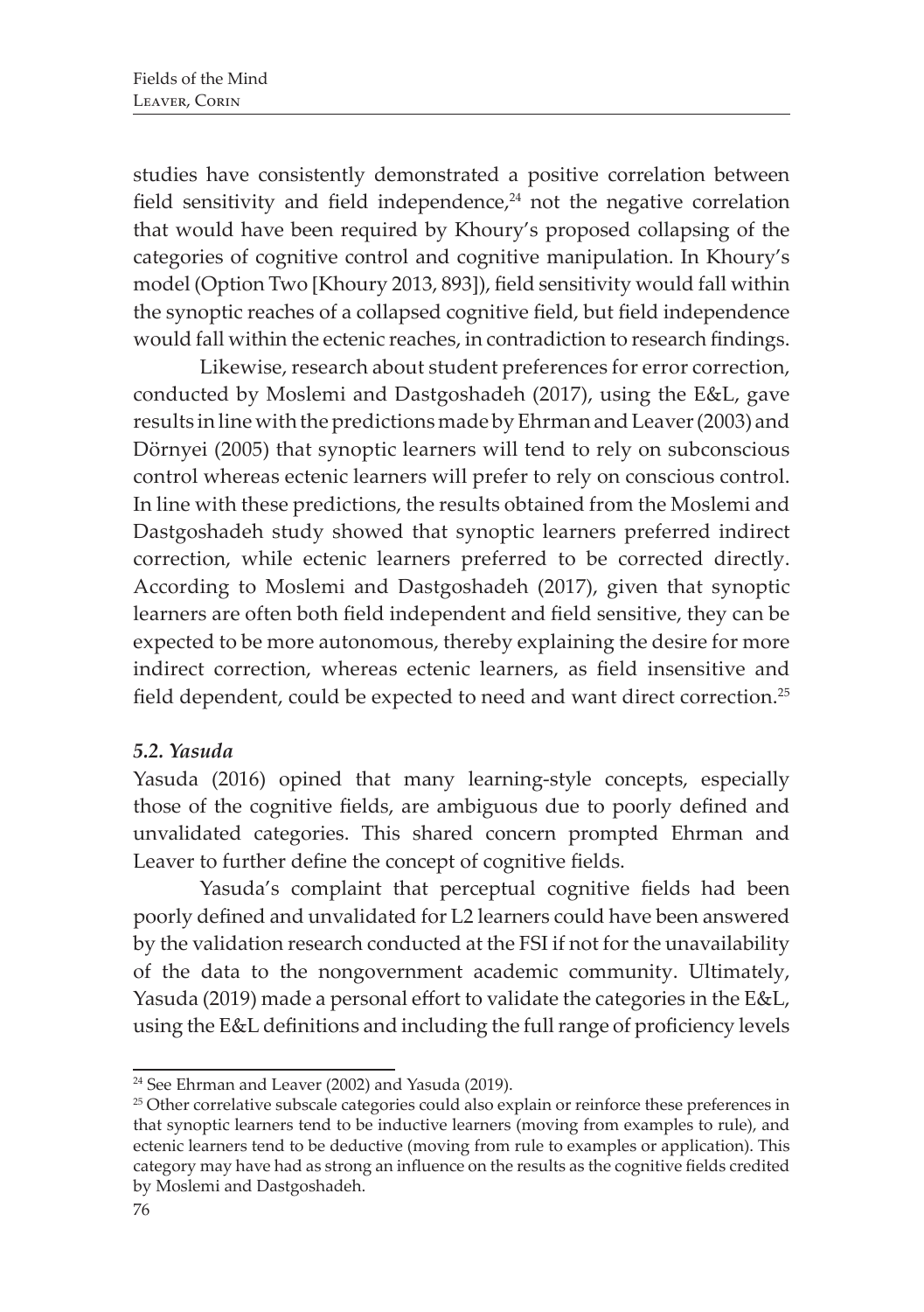studies have consistently demonstrated a positive correlation between field sensitivity and field independence,[24] not the negative correlation that would have been required by Khoury's proposed collapsing of the categories of cognitive control and cognitive manipulation. In Khoury's model (Option Two [Khoury 2013, 893]), field sensitivity would fall within the synoptic reaches of a collapsed cognitive field, but field independence would fall within the ectenic reaches, in contradiction to research findings.

Likewise, research about student preferences for error correction, conducted by Moslemi and Dastgoshadeh (2017), using the E&L, gave results in line with the predictions made by Ehrman and Leaver (2003) and Dörnyei (2005) that synoptic learners will tend to rely on subconscious control whereas ectenic learners will prefer to rely on conscious control. In line with these predictions, the results obtained from the Moslemi and Dastgoshadeh study showed that synoptic learners preferred indirect correction, while ectenic learners preferred to be corrected directly. According to Moslemi and Dastgoshadeh (2017), given that synoptic learners are often both field independent and field sensitive, they can be expected to be more autonomous, thereby explaining the desire for more indirect correction, whereas ectenic learners, as field insensitive and field dependent, could be expected to need and want direct correction.[25]

### *5.2. Yasuda*

Yasuda (2016) opined that many learning-style concepts, especially those of the cognitive fields, are ambiguous due to poorly defined and unvalidated categories. This shared concern prompted Ehrman and Leaver to further define the concept of cognitive fields.

Yasuda's complaint that perceptual cognitive fields had been poorly defined and unvalidated for L2 learners could have been answered by the validation research conducted at the FSI if not for the unavailability of the data to the nongovernment academic community. Ultimately, Yasuda (2019) made a personal effort to validate the categories in the E&L, using the E&L definitions and including the full range of proficiency levels

---

[24] See Ehrman and Leaver (2002) and Yasuda (2019).

[25] Other correlative subscale categories could also explain or reinforce these preferences in that synoptic learners tend to be inductive learners (moving from examples to rule), and ectenic learners tend to be deductive (moving from rule to examples or application). This category may have had as strong an influence on the results as the cognitive fields credited by Moslemi and Dastgoshadeh.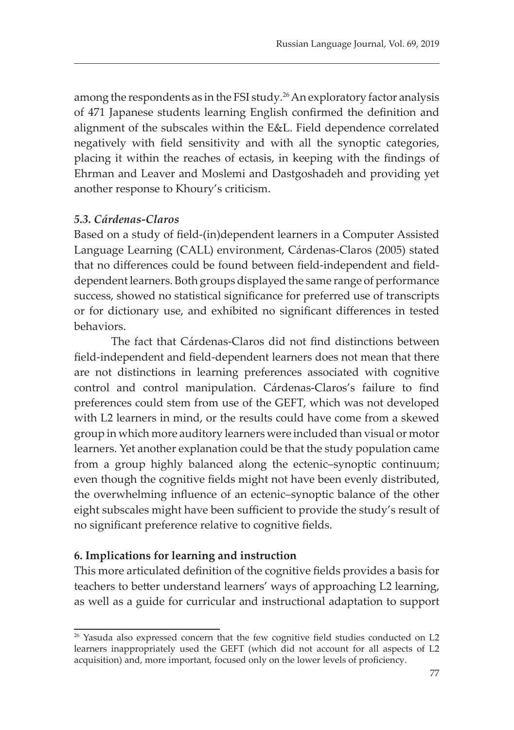among the respondents as in the FSI study.[26] An exploratory factor analysis of 471 Japanese students learning English confirmed the definition and alignment of the subscales within the E&L. Field dependence correlated negatively with field sensitivity and with all the synoptic categories, placing it within the reaches of ectasis, in keeping with the findings of Ehrman and Leaver and Moslemi and Dastgoshadeh and providing yet another response to Khoury's criticism.

### *5.3. Cárdenas-Claros*

Based on a study of field-(in)dependent learners in a Computer Assisted Language Learning (CALL) environment, Cárdenas-Claros (2005) stated that no differences could be found between field-independent and field-dependent learners. Both groups displayed the same range of performance success, showed no statistical significance for preferred use of transcripts or for dictionary use, and exhibited no significant differences in tested behaviors.

The fact that Cárdenas-Claros did not find distinctions between field-independent and field-dependent learners does not mean that there are not distinctions in learning preferences associated with cognitive control and control manipulation. Cárdenas-Claros's failure to find preferences could stem from use of the GEFT, which was not developed with L2 learners in mind, or the results could have come from a skewed group in which more auditory learners were included than visual or motor learners. Yet another explanation could be that the study population came from a group highly balanced along the ectenic–synoptic continuum; even though the cognitive fields might not have been evenly distributed, the overwhelming influence of an ectenic–synoptic balance of the other eight subscales might have been sufficient to provide the study's result of no significant preference relative to cognitive fields.

## **6. Implications for learning and instruction**

This more articulated definition of the cognitive fields provides a basis for teachers to better understand learners' ways of approaching L2 learning, as well as a guide for curricular and instructional adaptation to support

---

[26] Yasuda also expressed concern that the few cognitive field studies conducted on L2 learners inappropriately used the GEFT (which did not account for all aspects of L2 acquisition) and, more important, focused only on the lower levels of proficiency.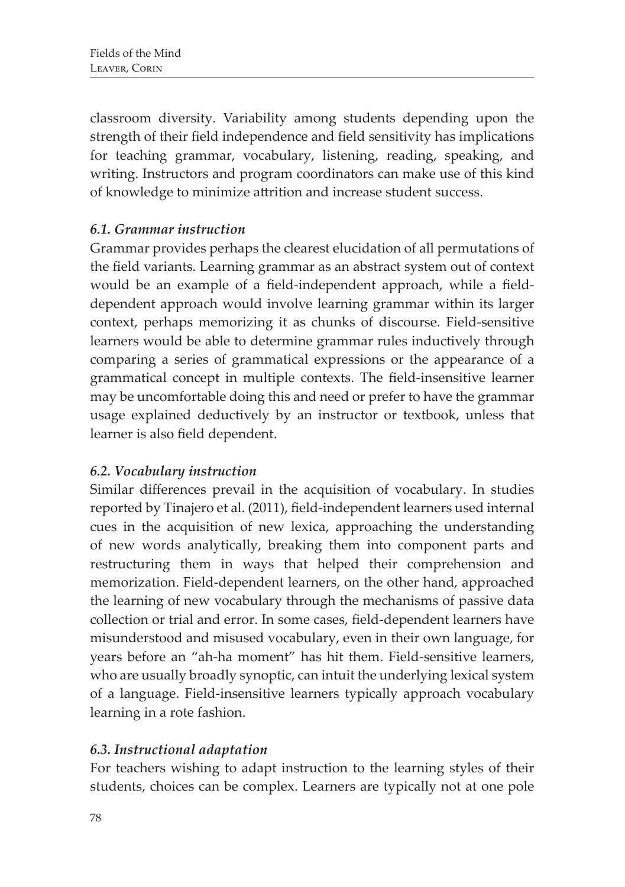classroom diversity. Variability among students depending upon the strength of their field independence and field sensitivity has implications for teaching grammar, vocabulary, listening, reading, speaking, and writing. Instructors and program coordinators can make use of this kind of knowledge to minimize attrition and increase student success.

### *6.1. Grammar instruction*

Grammar provides perhaps the clearest elucidation of all permutations of the field variants. Learning grammar as an abstract system out of context would be an example of a field-independent approach, while a field-dependent approach would involve learning grammar within its larger context, perhaps memorizing it as chunks of discourse. Field-sensitive learners would be able to determine grammar rules inductively through comparing a series of grammatical expressions or the appearance of a grammatical concept in multiple contexts. The field-insensitive learner may be uncomfortable doing this and need or prefer to have the grammar usage explained deductively by an instructor or textbook, unless that learner is also field dependent.

### *6.2. Vocabulary instruction*

Similar differences prevail in the acquisition of vocabulary. In studies reported by Tinajero et al. (2011), field-independent learners used internal cues in the acquisition of new lexica, approaching the understanding of new words analytically, breaking them into component parts and restructuring them in ways that helped their comprehension and memorization. Field-dependent learners, on the other hand, approached the learning of new vocabulary through the mechanisms of passive data collection or trial and error. In some cases, field-dependent learners have misunderstood and misused vocabulary, even in their own language, for years before an "ah-ha moment" has hit them. Field-sensitive learners, who are usually broadly synoptic, can intuit the underlying lexical system of a language. Field-insensitive learners typically approach vocabulary learning in a rote fashion.

### *6.3. Instructional adaptation*

For teachers wishing to adapt instruction to the learning styles of their students, choices can be complex. Learners are typically not at one pole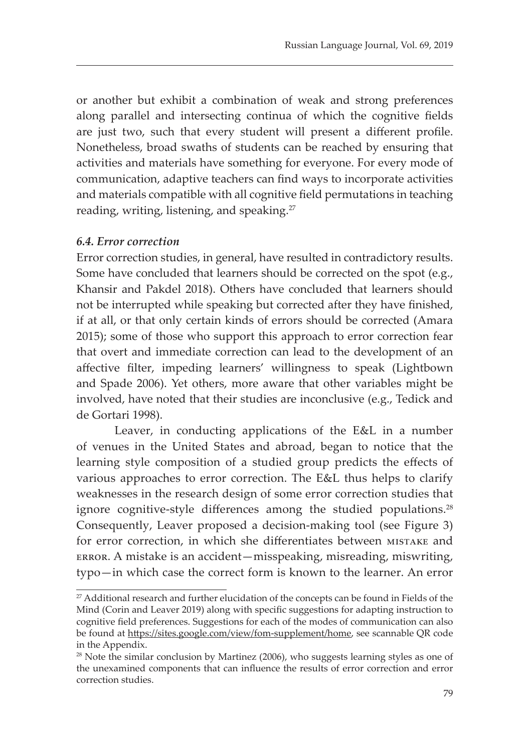or another but exhibit a combination of weak and strong preferences along parallel and intersecting continua of which the cognitive fields are just two, such that every student will present a different profile. Nonetheless, broad swaths of students can be reached by ensuring that activities and materials have something for everyone. For every mode of communication, adaptive teachers can find ways to incorporate activities and materials compatible with all cognitive field permutations in teaching reading, writing, listening, and speaking.[27]

### *6.4. Error correction*

Error correction studies, in general, have resulted in contradictory results. Some have concluded that learners should be corrected on the spot (e.g., Khansir and Pakdel 2018). Others have concluded that learners should not be interrupted while speaking but corrected after they have finished, if at all, or that only certain kinds of errors should be corrected (Amara 2015); some of those who support this approach to error correction fear that overt and immediate correction can lead to the development of an affective filter, impeding learners' willingness to speak (Lightbown and Spade 2006). Yet others, more aware that other variables might be involved, have noted that their studies are inconclusive (e.g., Tedick and de Gortari 1998).

Leaver, in conducting applications of the E&L in a number of venues in the United States and abroad, began to notice that the learning style composition of a studied group predicts the effects of various approaches to error correction. The E&L thus helps to clarify weaknesses in the research design of some error correction studies that ignore cognitive-style differences among the studied populations.[28] Consequently, Leaver proposed a decision-making tool (see Figure 3) for error correction, in which she differentiates between MISTAKE and ERROR. A mistake is an accident—misspeaking, misreading, miswriting, typo—in which case the correct form is known to the learner. An error

[27] Additional research and further elucidation of the concepts can be found in Fields of the Mind (Corin and Leaver 2019) along with specific suggestions for adapting instruction to cognitive field preferences. Suggestions for each of the modes of communication can also be found at https://sites.google.com/view/fom-supplement/home, see scannable QR code in the Appendix.

[28] Note the similar conclusion by Martinez (2006), who suggests learning styles as one of the unexamined components that can influence the results of error correction and error correction studies.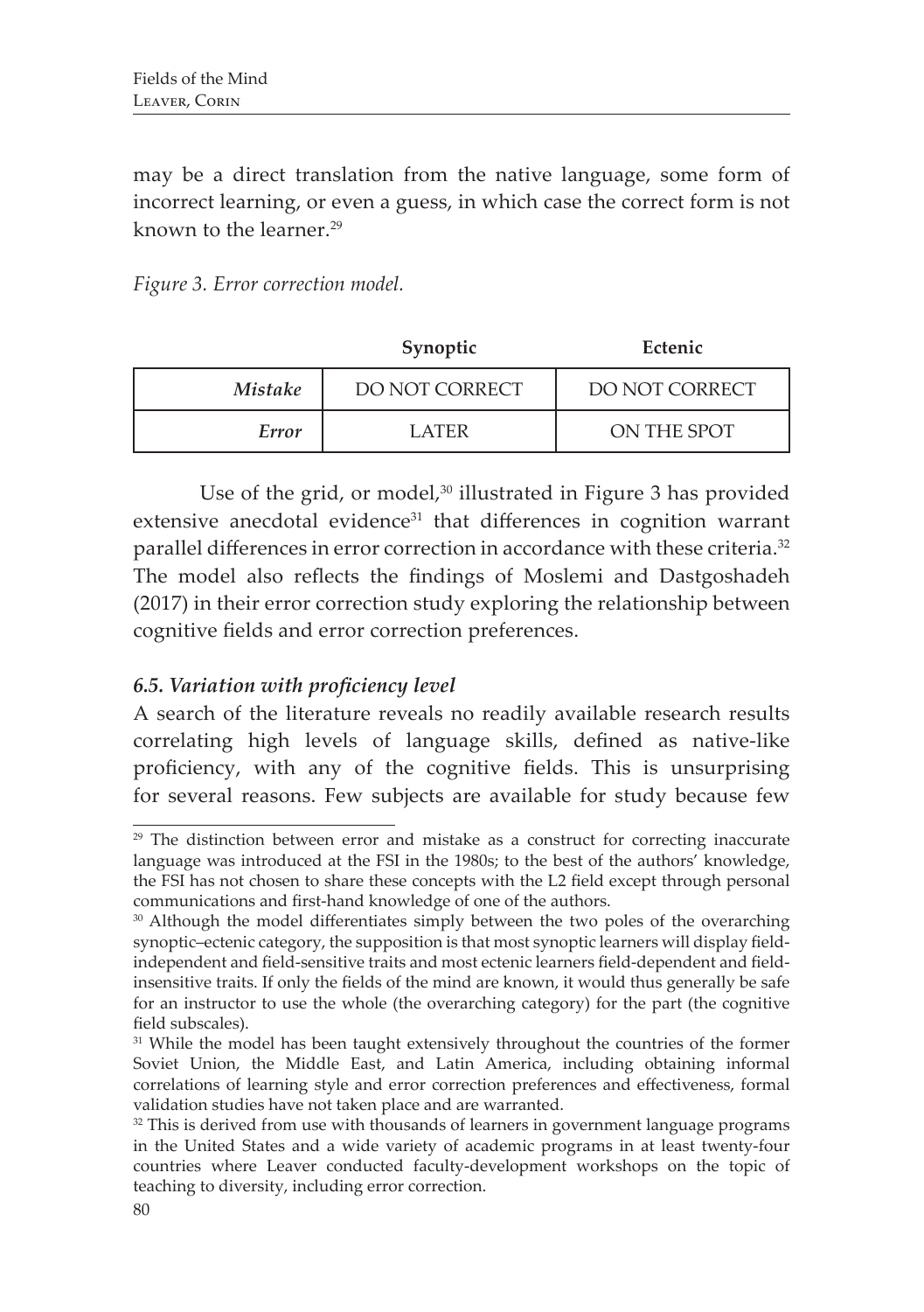may be a direct translation from the native language, some form of incorrect learning, or even a guess, in which case the correct form is not known to the learner.[29]

*Figure 3. Error correction model.*

| | **Synoptic** | **Ectenic** |
|---|---|---|
| ***Mistake*** | DO NOT CORRECT | DO NOT CORRECT |
| ***Error*** | LATER | ON THE SPOT |

Use of the grid, or model,[30] illustrated in Figure 3 has provided extensive anecdotal evidence[31] that differences in cognition warrant parallel differences in error correction in accordance with these criteria.[32] The model also reflects the findings of Moslemi and Dastgoshadeh (2017) in their error correction study exploring the relationship between cognitive fields and error correction preferences.

### *6.5. Variation with proficiency level*

A search of the literature reveals no readily available research results correlating high levels of language skills, defined as native-like proficiency, with any of the cognitive fields. This is unsurprising for several reasons. Few subjects are available for study because few

---

[29] The distinction between error and mistake as a construct for correcting inaccurate language was introduced at the FSI in the 1980s; to the best of the authors' knowledge, the FSI has not chosen to share these concepts with the L2 field except through personal communications and first-hand knowledge of one of the authors.

[30] Although the model differentiates simply between the two poles of the overarching synoptic–ectenic category, the supposition is that most synoptic learners will display field-independent and field-sensitive traits and most ectenic learners field-dependent and field-insensitive traits. If only the fields of the mind are known, it would thus generally be safe for an instructor to use the whole (the overarching category) for the part (the cognitive field subscales).

[31] While the model has been taught extensively throughout the countries of the former Soviet Union, the Middle East, and Latin America, including obtaining informal correlations of learning style and error correction preferences and effectiveness, formal validation studies have not taken place and are warranted.

[32] This is derived from use with thousands of learners in government language programs in the United States and a wide variety of academic programs in at least twenty-four countries where Leaver conducted faculty-development workshops on the topic of teaching to diversity, including error correction.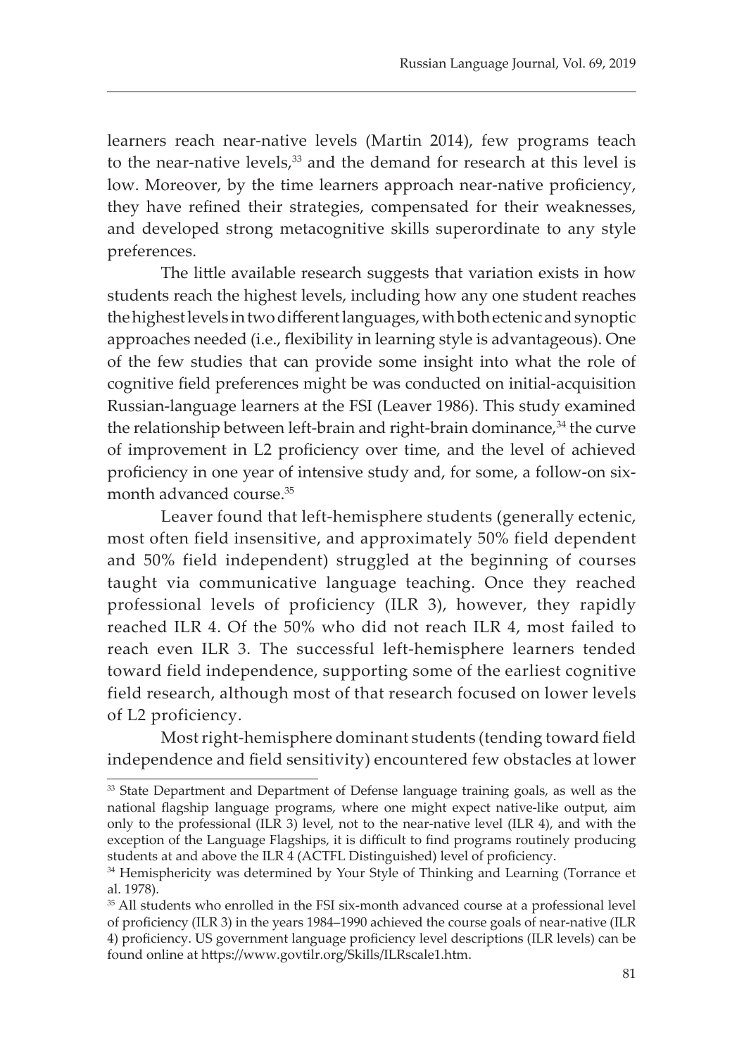learners reach near-native levels (Martin 2014), few programs teach to the near-native levels,[33] and the demand for research at this level is low. Moreover, by the time learners approach near-native proficiency, they have refined their strategies, compensated for their weaknesses, and developed strong metacognitive skills superordinate to any style preferences.

The little available research suggests that variation exists in how students reach the highest levels, including how any one student reaches the highest levels in two different languages, with both ectenic and synoptic approaches needed (i.e., flexibility in learning style is advantageous). One of the few studies that can provide some insight into what the role of cognitive field preferences might be was conducted on initial-acquisition Russian-language learners at the FSI (Leaver 1986). This study examined the relationship between left-brain and right-brain dominance,[34] the curve of improvement in L2 proficiency over time, and the level of achieved proficiency in one year of intensive study and, for some, a follow-on six-month advanced course.[35]

Leaver found that left-hemisphere students (generally ectenic, most often field insensitive, and approximately 50% field dependent and 50% field independent) struggled at the beginning of courses taught via communicative language teaching. Once they reached professional levels of proficiency (ILR 3), however, they rapidly reached ILR 4. Of the 50% who did not reach ILR 4, most failed to reach even ILR 3. The successful left-hemisphere learners tended toward field independence, supporting some of the earliest cognitive field research, although most of that research focused on lower levels of L2 proficiency.

Most right-hemisphere dominant students (tending toward field independence and field sensitivity) encountered few obstacles at lower

---

[33] State Department and Department of Defense language training goals, as well as the national flagship language programs, where one might expect native-like output, aim only to the professional (ILR 3) level, not to the near-native level (ILR 4), and with the exception of the Language Flagships, it is difficult to find programs routinely producing students at and above the ILR 4 (ACTFL Distinguished) level of proficiency.

[34] Hemisphericity was determined by Your Style of Thinking and Learning (Torrance et al. 1978).

[35] All students who enrolled in the FSI six-month advanced course at a professional level of proficiency (ILR 3) in the years 1984–1990 achieved the course goals of near-native (ILR 4) proficiency. US government language proficiency level descriptions (ILR levels) can be found online at https://www.govtilr.org/Skills/ILRscale1.htm.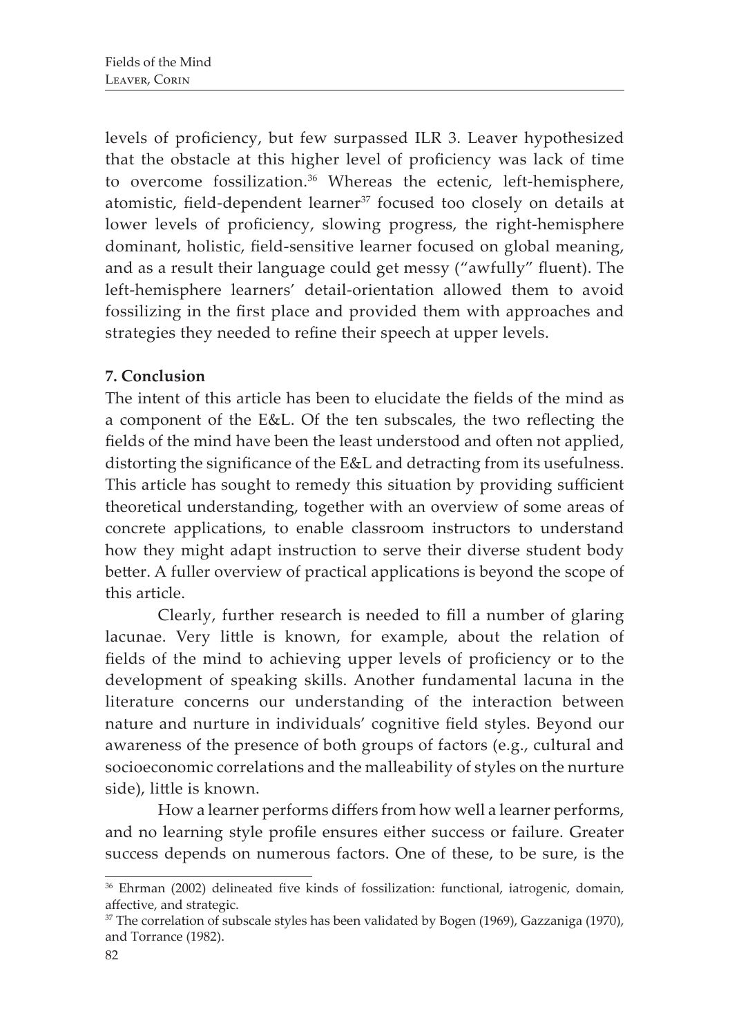levels of proficiency, but few surpassed ILR 3. Leaver hypothesized that the obstacle at this higher level of proficiency was lack of time to overcome fossilization.[36] Whereas the ectenic, left-hemisphere, atomistic, field-dependent learner[37] focused too closely on details at lower levels of proficiency, slowing progress, the right-hemisphere dominant, holistic, field-sensitive learner focused on global meaning, and as a result their language could get messy ("awfully" fluent). The left-hemisphere learners' detail-orientation allowed them to avoid fossilizing in the first place and provided them with approaches and strategies they needed to refine their speech at upper levels.

**7. Conclusion**

The intent of this article has been to elucidate the fields of the mind as a component of the E&L. Of the ten subscales, the two reflecting the fields of the mind have been the least understood and often not applied, distorting the significance of the E&L and detracting from its usefulness. This article has sought to remedy this situation by providing sufficient theoretical understanding, together with an overview of some areas of concrete applications, to enable classroom instructors to understand how they might adapt instruction to serve their diverse student body better. A fuller overview of practical applications is beyond the scope of this article.

Clearly, further research is needed to fill a number of glaring lacunae. Very little is known, for example, about the relation of fields of the mind to achieving upper levels of proficiency or to the development of speaking skills. Another fundamental lacuna in the literature concerns our understanding of the interaction between nature and nurture in individuals' cognitive field styles. Beyond our awareness of the presence of both groups of factors (e.g., cultural and socioeconomic correlations and the malleability of styles on the nurture side), little is known.

How a learner performs differs from how well a learner performs, and no learning style profile ensures either success or failure. Greater success depends on numerous factors. One of these, to be sure, is the

---

[36] Ehrman (2002) delineated five kinds of fossilization: functional, iatrogenic, domain, affective, and strategic.

[37] The correlation of subscale styles has been validated by Bogen (1969), Gazzaniga (1970), and Torrance (1982).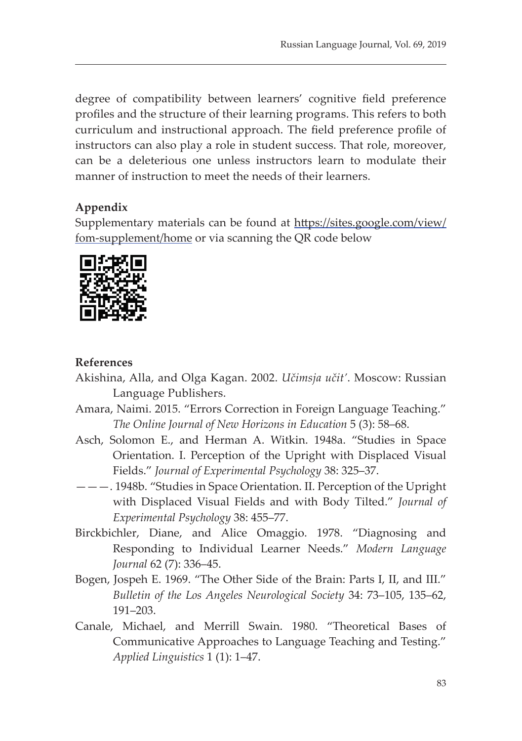degree of compatibility between learners' cognitive field preference profiles and the structure of their learning programs. This refers to both curriculum and instructional approach. The field preference profile of instructors can also play a role in student success. That role, moreover, can be a deleterious one unless instructors learn to modulate their manner of instruction to meet the needs of their learners.

## Appendix

Supplementary materials can be found at https://sites.google.com/view/fom-supplement/home or via scanning the QR code below

## References

Akishina, Alla, and Olga Kagan. 2002. *Učimsja učit'*. Moscow: Russian Language Publishers.

Amara, Naimi. 2015. "Errors Correction in Foreign Language Teaching." *The Online Journal of New Horizons in Education* 5 (3): 58–68.

Asch, Solomon E., and Herman A. Witkin. 1948a. "Studies in Space Orientation. I. Perception of the Upright with Displaced Visual Fields." *Journal of Experimental Psychology* 38: 325–37.

———. 1948b. "Studies in Space Orientation. II. Perception of the Upright with Displaced Visual Fields and with Body Tilted." *Journal of Experimental Psychology* 38: 455–77.

Birckbichler, Diane, and Alice Omaggio. 1978. "Diagnosing and Responding to Individual Learner Needs." *Modern Language Journal* 62 (7): 336–45.

Bogen, Jospeh E. 1969. "The Other Side of the Brain: Parts I, II, and III." *Bulletin of the Los Angeles Neurological Society* 34: 73–105, 135–62, 191–203.

Canale, Michael, and Merrill Swain. 1980. "Theoretical Bases of Communicative Approaches to Language Teaching and Testing." *Applied Linguistics* 1 (1): 1–47.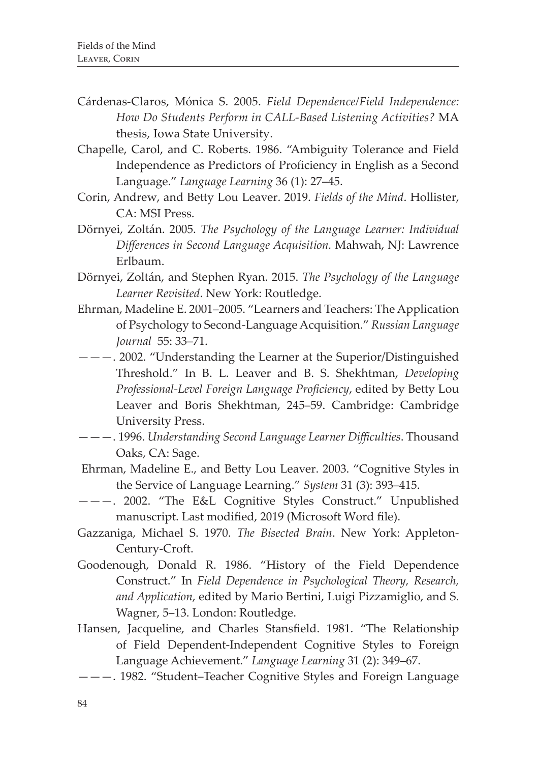Cárdenas-Claros, Mónica S. 2005. *Field Dependence/Field Independence: How Do Students Perform in CALL-Based Listening Activities?* MA thesis, Iowa State University.

Chapelle, Carol, and C. Roberts. 1986. "Ambiguity Tolerance and Field Independence as Predictors of Proficiency in English as a Second Language." *Language Learning* 36 (1): 27–45.

Corin, Andrew, and Betty Lou Leaver. 2019. *Fields of the Mind*. Hollister, CA: MSI Press.

Dörnyei, Zoltán. 2005. *The Psychology of the Language Learner: Individual Differences in Second Language Acquisition.* Mahwah, NJ: Lawrence Erlbaum.

Dörnyei, Zoltán, and Stephen Ryan. 2015. *The Psychology of the Language Learner Revisited*. New York: Routledge.

Ehrman, Madeline E. 2001–2005. "Learners and Teachers: The Application of Psychology to Second-Language Acquisition." *Russian Language Journal* 55: 33–71.

———. 2002. "Understanding the Learner at the Superior/Distinguished Threshold." In B. L. Leaver and B. S. Shekhtman, *Developing Professional-Level Foreign Language Proficiency*, edited by Betty Lou Leaver and Boris Shekhtman, 245–59. Cambridge: Cambridge University Press.

———. 1996. *Understanding Second Language Learner Difficulties*. Thousand Oaks, CA: Sage.

Ehrman, Madeline E., and Betty Lou Leaver. 2003. "Cognitive Styles in the Service of Language Learning." *System* 31 (3): 393–415.

———. 2002. "The E&L Cognitive Styles Construct." Unpublished manuscript. Last modified, 2019 (Microsoft Word file).

Gazzaniga, Michael S. 1970. *The Bisected Brain*. New York: Appleton-Century-Croft.

Goodenough, Donald R. 1986. "History of the Field Dependence Construct." In *Field Dependence in Psychological Theory, Research, and Application*, edited by Mario Bertini, Luigi Pizzamiglio, and S. Wagner, 5–13. London: Routledge.

Hansen, Jacqueline, and Charles Stansfield. 1981. "The Relationship of Field Dependent-Independent Cognitive Styles to Foreign Language Achievement." *Language Learning* 31 (2): 349–67.

———. 1982. "Student–Teacher Cognitive Styles and Foreign Language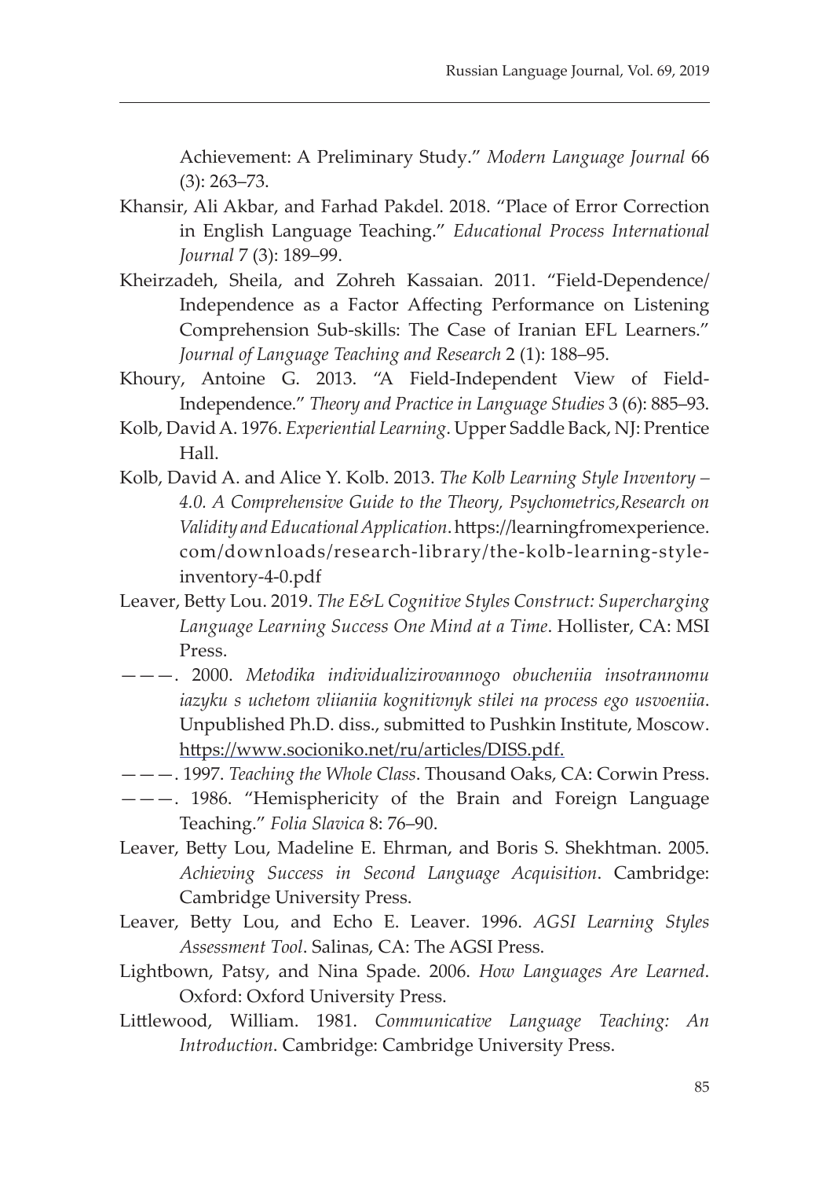Achievement: A Preliminary Study." *Modern Language Journal* 66 (3): 263–73.

Khansir, Ali Akbar, and Farhad Pakdel. 2018. "Place of Error Correction in English Language Teaching." *Educational Process International Journal* 7 (3): 189–99.

Kheirzadeh, Sheila, and Zohreh Kassaian. 2011. "Field-Dependence/ Independence as a Factor Affecting Performance on Listening Comprehension Sub-skills: The Case of Iranian EFL Learners." *Journal of Language Teaching and Research* 2 (1): 188–95.

Khoury, Antoine G. 2013. "A Field-Independent View of Field-Independence." *Theory and Practice in Language Studies* 3 (6): 885–93.

Kolb, David A. 1976. *Experiential Learning*. Upper Saddle Back, NJ: Prentice Hall.

Kolb, David A. and Alice Y. Kolb. 2013. *The Kolb Learning Style Inventory – 4.0. A Comprehensive Guide to the Theory, Psychometrics,Research on Validity and Educational Application*. https://learningfromexperience.com/downloads/research-library/the-kolb-learning-style-inventory-4-0.pdf

Leaver, Betty Lou. 2019. *The E&L Cognitive Styles Construct: Supercharging Language Learning Success One Mind at a Time*. Hollister, CA: MSI Press.

———. 2000. *Metodika individualizirovannogo obucheniia insotrannomu iazyku s uchetom vliianiia kognitivnyk stilei na process ego usvoeniia*. Unpublished Ph.D. diss., submitted to Pushkin Institute, Moscow. https://www.socioniko.net/ru/articles/DISS.pdf.

———. 1997. *Teaching the Whole Class*. Thousand Oaks, CA: Corwin Press.

———. 1986. "Hemisphericity of the Brain and Foreign Language Teaching." *Folia Slavica* 8: 76–90.

Leaver, Betty Lou, Madeline E. Ehrman, and Boris S. Shekhtman. 2005. *Achieving Success in Second Language Acquisition*. Cambridge: Cambridge University Press.

Leaver, Betty Lou, and Echo E. Leaver. 1996. *AGSI Learning Styles Assessment Tool*. Salinas, CA: The AGSI Press.

Lightbown, Patsy, and Nina Spade. 2006. *How Languages Are Learned*. Oxford: Oxford University Press.

Littlewood, William. 1981. *Communicative Language Teaching: An Introduction*. Cambridge: Cambridge University Press.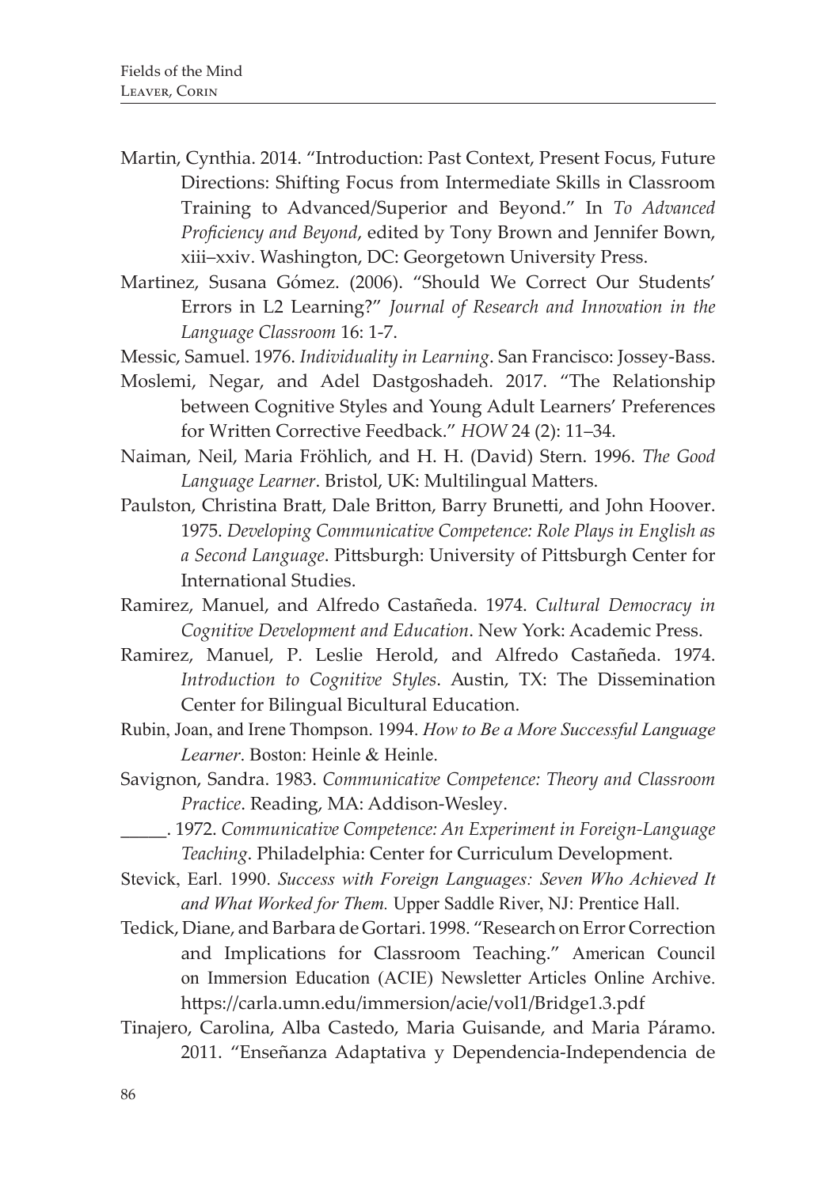Martin, Cynthia. 2014. "Introduction: Past Context, Present Focus, Future Directions: Shifting Focus from Intermediate Skills in Classroom Training to Advanced/Superior and Beyond." In *To Advanced Proficiency and Beyond*, edited by Tony Brown and Jennifer Bown, xiii–xxiv. Washington, DC: Georgetown University Press.

Martinez, Susana Gómez. (2006). "Should We Correct Our Students' Errors in L2 Learning?" *Journal of Research and Innovation in the Language Classroom* 16: 1-7.

Messic, Samuel. 1976. *Individuality in Learning*. San Francisco: Jossey-Bass.

Moslemi, Negar, and Adel Dastgoshadeh. 2017. "The Relationship between Cognitive Styles and Young Adult Learners' Preferences for Written Corrective Feedback." *HOW* 24 (2): 11–34.

Naiman, Neil, Maria Fröhlich, and H. H. (David) Stern. 1996. *The Good Language Learner*. Bristol, UK: Multilingual Matters.

Paulston, Christina Bratt, Dale Britton, Barry Brunetti, and John Hoover. 1975. *Developing Communicative Competence: Role Plays in English as a Second Language*. Pittsburgh: University of Pittsburgh Center for International Studies.

Ramirez, Manuel, and Alfredo Castañeda. 1974. *Cultural Democracy in Cognitive Development and Education*. New York: Academic Press.

Ramirez, Manuel, P. Leslie Herold, and Alfredo Castañeda. 1974. *Introduction to Cognitive Styles*. Austin, TX: The Dissemination Center for Bilingual Bicultural Education.

Rubin, Joan, and Irene Thompson. 1994. *How to Be a More Successful Language Learner*. Boston: Heinle & Heinle.

Savignon, Sandra. 1983. *Communicative Competence: Theory and Classroom Practice*. Reading, MA: Addison-Wesley.

_____. 1972. *Communicative Competence: An Experiment in Foreign-Language Teaching*. Philadelphia: Center for Curriculum Development.

Stevick, Earl. 1990. *Success with Foreign Languages: Seven Who Achieved It and What Worked for Them.* Upper Saddle River, NJ: Prentice Hall.

Tedick, Diane, and Barbara de Gortari. 1998. "Research on Error Correction and Implications for Classroom Teaching." American Council on Immersion Education (ACIE) Newsletter Articles Online Archive. https://carla.umn.edu/immersion/acie/vol1/Bridge1.3.pdf

Tinajero, Carolina, Alba Castedo, Maria Guisande, and Maria Páramo. 2011. "Enseñanza Adaptativa y Dependencia-Independencia de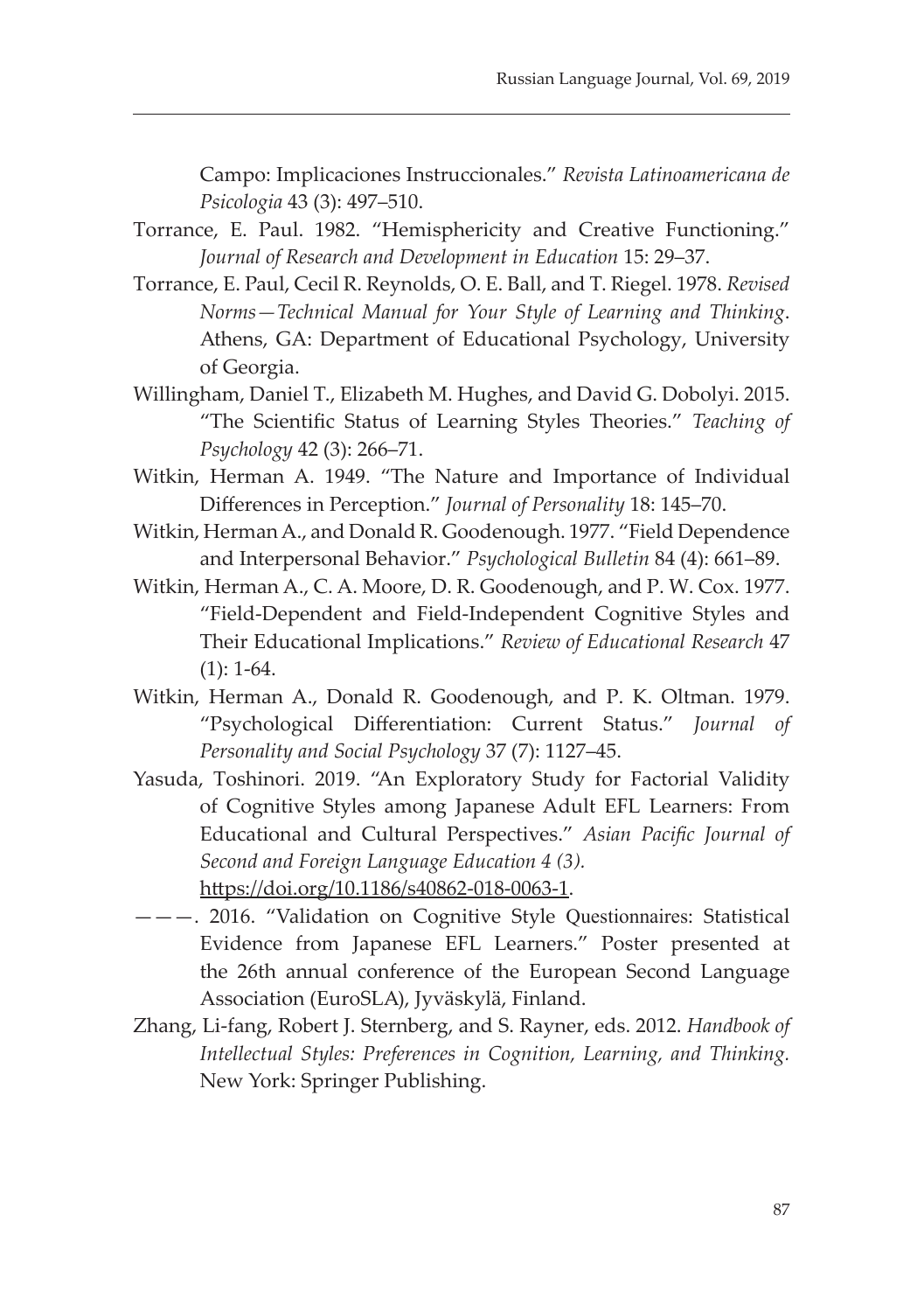Campo: Implicaciones Instruccionales." *Revista Latinoamericana de Psicologia* 43 (3): 497–510.

Torrance, E. Paul. 1982. "Hemisphericity and Creative Functioning." *Journal of Research and Development in Education* 15: 29–37.

Torrance, E. Paul, Cecil R. Reynolds, O. E. Ball, and T. Riegel. 1978. *Revised Norms—Technical Manual for Your Style of Learning and Thinking*. Athens, GA: Department of Educational Psychology, University of Georgia.

Willingham, Daniel T., Elizabeth M. Hughes, and David G. Dobolyi. 2015. "The Scientific Status of Learning Styles Theories." *Teaching of Psychology* 42 (3): 266–71.

Witkin, Herman A. 1949. "The Nature and Importance of Individual Differences in Perception." *Journal of Personality* 18: 145–70.

Witkin, Herman A., and Donald R. Goodenough. 1977. "Field Dependence and Interpersonal Behavior." *Psychological Bulletin* 84 (4): 661–89.

Witkin, Herman A., C. A. Moore, D. R. Goodenough, and P. W. Cox. 1977. "Field-Dependent and Field-Independent Cognitive Styles and Their Educational Implications." *Review of Educational Research* 47 (1): 1-64.

Witkin, Herman A., Donald R. Goodenough, and P. K. Oltman. 1979. "Psychological Differentiation: Current Status." *Journal of Personality and Social Psychology* 37 (7): 1127–45.

Yasuda, Toshinori. 2019. "An Exploratory Study for Factorial Validity of Cognitive Styles among Japanese Adult EFL Learners: From Educational and Cultural Perspectives." *Asian Pacific Journal of Second and Foreign Language Education 4 (3).* https://doi.org/10.1186/s40862-018-0063-1.

———. 2016. "Validation on Cognitive Style Questionnaires: Statistical Evidence from Japanese EFL Learners." Poster presented at the 26th annual conference of the European Second Language Association (EuroSLA), Jyväskylä, Finland.

Zhang, Li-fang, Robert J. Sternberg, and S. Rayner, eds. 2012. *Handbook of Intellectual Styles: Preferences in Cognition, Learning, and Thinking.* New York: Springer Publishing.